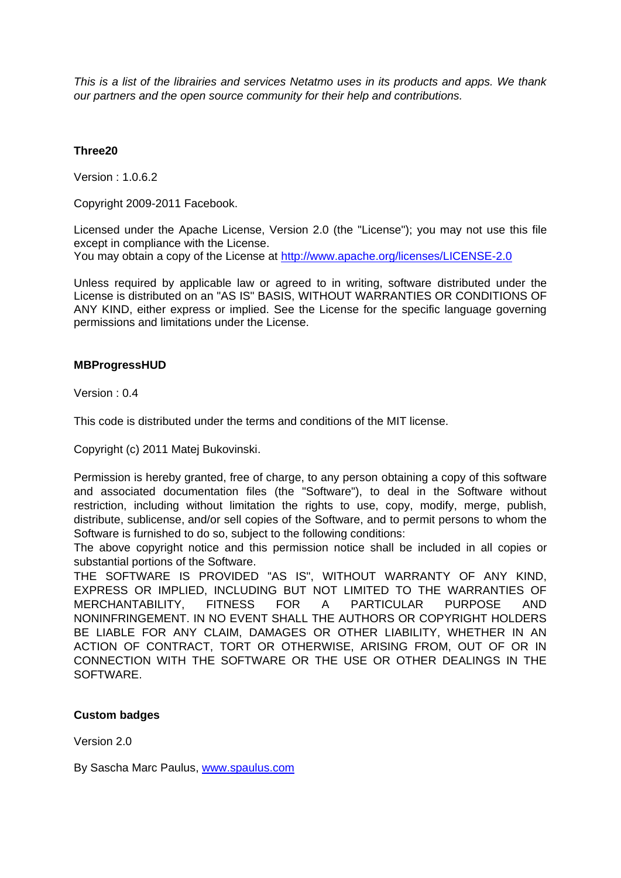*This is a list of the librairies and services Netatmo uses in its products and apps. We thank our partners and the open source community for their help and contributions.*

**Three20**

Version : 1.0.6.2

Copyright 2009-2011 Facebook.

Licensed under the Apache License, Version 2.0 (the "License"); you may not use this file except in compliance with the License.
You may obtain a copy of the License at http://www.apache.org/licenses/LICENSE-2.0

Unless required by applicable law or agreed to in writing, software distributed under the License is distributed on an "AS IS" BASIS, WITHOUT WARRANTIES OR CONDITIONS OF ANY KIND, either express or implied. See the License for the specific language governing permissions and limitations under the License.

**MBProgressHUD**

Version : 0.4

This code is distributed under the terms and conditions of the MIT license.

Copyright (c) 2011 Matej Bukovinski.

Permission is hereby granted, free of charge, to any person obtaining a copy of this software and associated documentation files (the "Software"), to deal in the Software without restriction, including without limitation the rights to use, copy, modify, merge, publish, distribute, sublicense, and/or sell copies of the Software, and to permit persons to whom the Software is furnished to do so, subject to the following conditions:
The above copyright notice and this permission notice shall be included in all copies or substantial portions of the Software.
THE SOFTWARE IS PROVIDED "AS IS", WITHOUT WARRANTY OF ANY KIND, EXPRESS OR IMPLIED, INCLUDING BUT NOT LIMITED TO THE WARRANTIES OF MERCHANTABILITY, FITNESS FOR A PARTICULAR PURPOSE AND NONINFRINGEMENT. IN NO EVENT SHALL THE AUTHORS OR COPYRIGHT HOLDERS BE LIABLE FOR ANY CLAIM, DAMAGES OR OTHER LIABILITY, WHETHER IN AN ACTION OF CONTRACT, TORT OR OTHERWISE, ARISING FROM, OUT OF OR IN CONNECTION WITH THE SOFTWARE OR THE USE OR OTHER DEALINGS IN THE SOFTWARE.

**Custom badges**

Version 2.0

By Sascha Marc Paulus, www.spaulus.com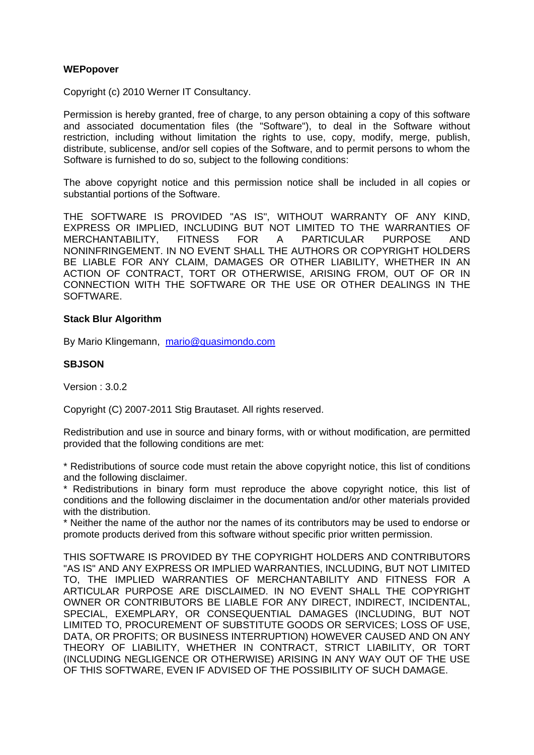**WEPopover**

Copyright (c) 2010 Werner IT Consultancy.

Permission is hereby granted, free of charge, to any person obtaining a copy of this software and associated documentation files (the "Software"), to deal in the Software without restriction, including without limitation the rights to use, copy, modify, merge, publish, distribute, sublicense, and/or sell copies of the Software, and to permit persons to whom the Software is furnished to do so, subject to the following conditions:

The above copyright notice and this permission notice shall be included in all copies or substantial portions of the Software.

THE SOFTWARE IS PROVIDED "AS IS", WITHOUT WARRANTY OF ANY KIND, EXPRESS OR IMPLIED, INCLUDING BUT NOT LIMITED TO THE WARRANTIES OF MERCHANTABILITY, FITNESS FOR A PARTICULAR PURPOSE AND NONINFRINGEMENT. IN NO EVENT SHALL THE AUTHORS OR COPYRIGHT HOLDERS BE LIABLE FOR ANY CLAIM, DAMAGES OR OTHER LIABILITY, WHETHER IN AN ACTION OF CONTRACT, TORT OR OTHERWISE, ARISING FROM, OUT OF OR IN CONNECTION WITH THE SOFTWARE OR THE USE OR OTHER DEALINGS IN THE SOFTWARE.

**Stack Blur Algorithm**

By Mario Klingemann, mario@quasimondo.com

**SBJSON**

Version : 3.0.2

Copyright (C) 2007-2011 Stig Brautaset. All rights reserved.

Redistribution and use in source and binary forms, with or without modification, are permitted provided that the following conditions are met:

* Redistributions of source code must retain the above copyright notice, this list of conditions and the following disclaimer.
* Redistributions in binary form must reproduce the above copyright notice, this list of conditions and the following disclaimer in the documentation and/or other materials provided with the distribution.
* Neither the name of the author nor the names of its contributors may be used to endorse or promote products derived from this software without specific prior written permission.

THIS SOFTWARE IS PROVIDED BY THE COPYRIGHT HOLDERS AND CONTRIBUTORS "AS IS" AND ANY EXPRESS OR IMPLIED WARRANTIES, INCLUDING, BUT NOT LIMITED TO, THE IMPLIED WARRANTIES OF MERCHANTABILITY AND FITNESS FOR A ARTICULAR PURPOSE ARE DISCLAIMED. IN NO EVENT SHALL THE COPYRIGHT OWNER OR CONTRIBUTORS BE LIABLE FOR ANY DIRECT, INDIRECT, INCIDENTAL, SPECIAL, EXEMPLARY, OR CONSEQUENTIAL DAMAGES (INCLUDING, BUT NOT LIMITED TO, PROCUREMENT OF SUBSTITUTE GOODS OR SERVICES; LOSS OF USE, DATA, OR PROFITS; OR BUSINESS INTERRUPTION) HOWEVER CAUSED AND ON ANY THEORY OF LIABILITY, WHETHER IN CONTRACT, STRICT LIABILITY, OR TORT (INCLUDING NEGLIGENCE OR OTHERWISE) ARISING IN ANY WAY OUT OF THE USE OF THIS SOFTWARE, EVEN IF ADVISED OF THE POSSIBILITY OF SUCH DAMAGE.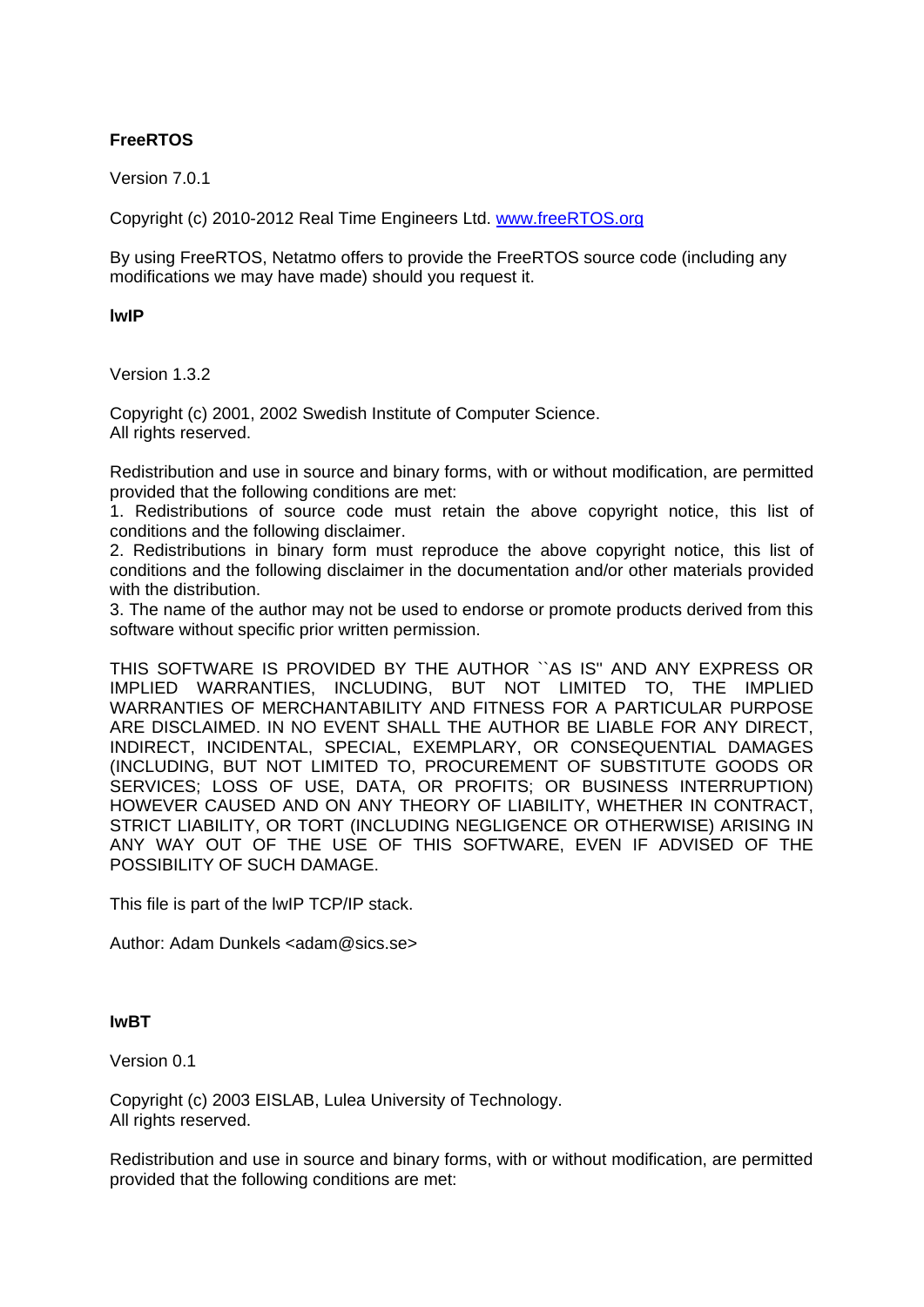**FreeRTOS**

Version 7.0.1

Copyright (c) 2010-2012 Real Time Engineers Ltd. [www.freeRTOS.org](http://www.freeRTOS.org)

By using FreeRTOS, Netatmo offers to provide the FreeRTOS source code (including any modifications we may have made) should you request it.

**lwIP**

Version 1.3.2

Copyright (c) 2001, 2002 Swedish Institute of Computer Science.
All rights reserved.

Redistribution and use in source and binary forms, with or without modification, are permitted provided that the following conditions are met:
1. Redistributions of source code must retain the above copyright notice, this list of conditions and the following disclaimer.
2. Redistributions in binary form must reproduce the above copyright notice, this list of conditions and the following disclaimer in the documentation and/or other materials provided with the distribution.
3. The name of the author may not be used to endorse or promote products derived from this software without specific prior written permission.

THIS SOFTWARE IS PROVIDED BY THE AUTHOR ``AS IS'' AND ANY EXPRESS OR IMPLIED WARRANTIES, INCLUDING, BUT NOT LIMITED TO, THE IMPLIED WARRANTIES OF MERCHANTABILITY AND FITNESS FOR A PARTICULAR PURPOSE ARE DISCLAIMED. IN NO EVENT SHALL THE AUTHOR BE LIABLE FOR ANY DIRECT, INDIRECT, INCIDENTAL, SPECIAL, EXEMPLARY, OR CONSEQUENTIAL DAMAGES (INCLUDING, BUT NOT LIMITED TO, PROCUREMENT OF SUBSTITUTE GOODS OR SERVICES; LOSS OF USE, DATA, OR PROFITS; OR BUSINESS INTERRUPTION) HOWEVER CAUSED AND ON ANY THEORY OF LIABILITY, WHETHER IN CONTRACT, STRICT LIABILITY, OR TORT (INCLUDING NEGLIGENCE OR OTHERWISE) ARISING IN ANY WAY OUT OF THE USE OF THIS SOFTWARE, EVEN IF ADVISED OF THE POSSIBILITY OF SUCH DAMAGE.

This file is part of the lwIP TCP/IP stack.

Author: Adam Dunkels <adam@sics.se>

**lwBT**

Version 0.1

Copyright (c) 2003 EISLAB, Lulea University of Technology.
All rights reserved.

Redistribution and use in source and binary forms, with or without modification, are permitted provided that the following conditions are met: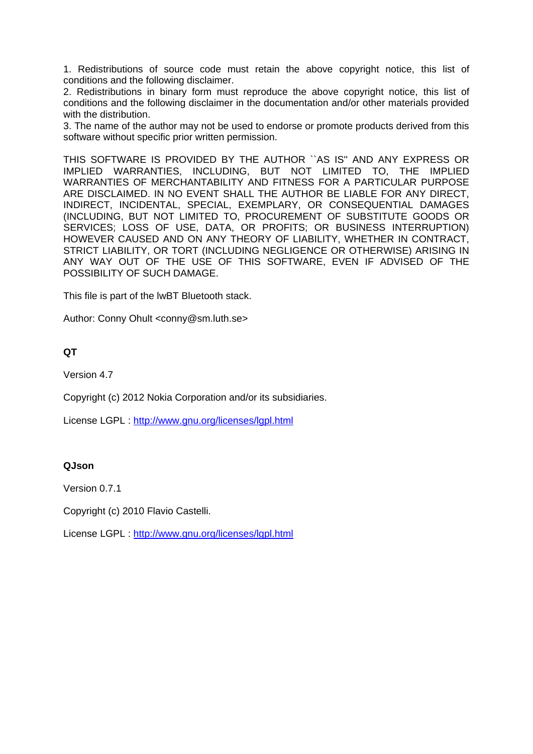1. Redistributions of source code must retain the above copyright notice, this list of conditions and the following disclaimer.
2. Redistributions in binary form must reproduce the above copyright notice, this list of conditions and the following disclaimer in the documentation and/or other materials provided with the distribution.
3. The name of the author may not be used to endorse or promote products derived from this software without specific prior written permission.

THIS SOFTWARE IS PROVIDED BY THE AUTHOR ``AS IS'' AND ANY EXPRESS OR IMPLIED WARRANTIES, INCLUDING, BUT NOT LIMITED TO, THE IMPLIED WARRANTIES OF MERCHANTABILITY AND FITNESS FOR A PARTICULAR PURPOSE ARE DISCLAIMED. IN NO EVENT SHALL THE AUTHOR BE LIABLE FOR ANY DIRECT, INDIRECT, INCIDENTAL, SPECIAL, EXEMPLARY, OR CONSEQUENTIAL DAMAGES (INCLUDING, BUT NOT LIMITED TO, PROCUREMENT OF SUBSTITUTE GOODS OR SERVICES; LOSS OF USE, DATA, OR PROFITS; OR BUSINESS INTERRUPTION) HOWEVER CAUSED AND ON ANY THEORY OF LIABILITY, WHETHER IN CONTRACT, STRICT LIABILITY, OR TORT (INCLUDING NEGLIGENCE OR OTHERWISE) ARISING IN ANY WAY OUT OF THE USE OF THIS SOFTWARE, EVEN IF ADVISED OF THE POSSIBILITY OF SUCH DAMAGE.

This file is part of the lwBT Bluetooth stack.

Author: Conny Ohult <conny@sm.luth.se>

**QT**

Version 4.7

Copyright (c) 2012 Nokia Corporation and/or its subsidiaries.

License LGPL : [http://www.gnu.org/licenses/lgpl.html](http://www.gnu.org/licenses/lgpl.html)

**QJson**

Version 0.7.1

Copyright (c) 2010 Flavio Castelli.

License LGPL : [http://www.gnu.org/licenses/lgpl.html](http://www.gnu.org/licenses/lgpl.html)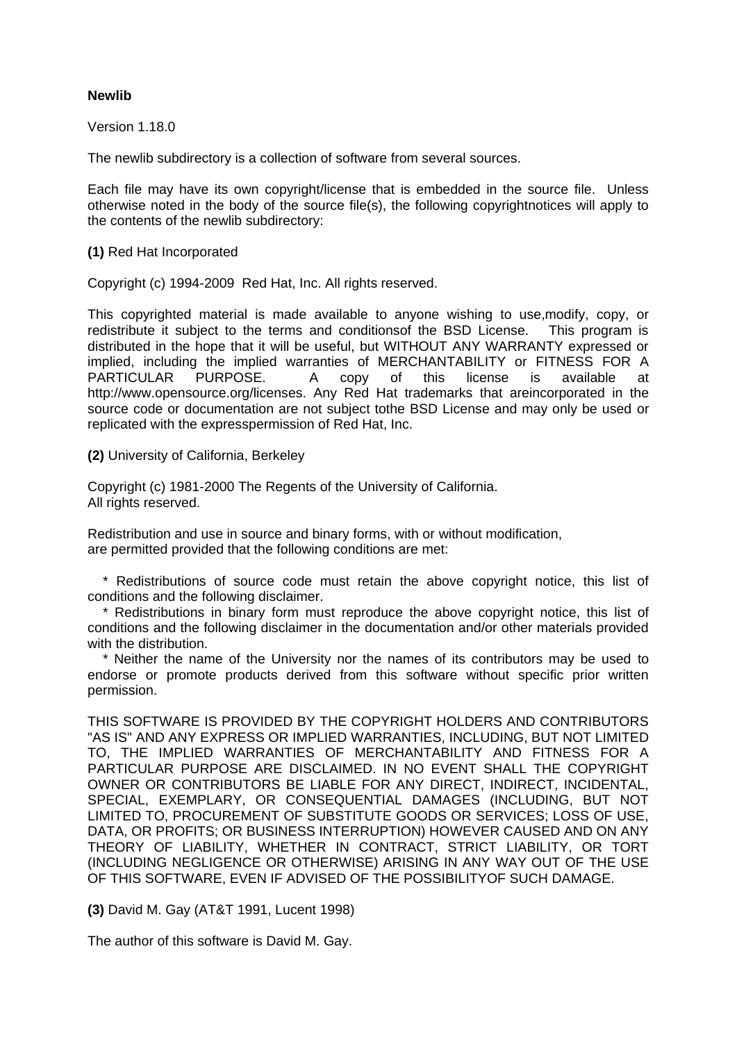**Newlib**

Version 1.18.0

The newlib subdirectory is a collection of software from several sources.

Each file may have its own copyright/license that is embedded in the source file. Unless otherwise noted in the body of the source file(s), the following copyrightnotices will apply to the contents of the newlib subdirectory:

**(1)** Red Hat Incorporated

Copyright (c) 1994-2009 Red Hat, Inc. All rights reserved.

This copyrighted material is made available to anyone wishing to use,modify, copy, or redistribute it subject to the terms and conditionsof the BSD License. This program is distributed in the hope that it will be useful, but WITHOUT ANY WARRANTY expressed or implied, including the implied warranties of MERCHANTABILITY or FITNESS FOR A PARTICULAR PURPOSE. A copy of this license is available at http://www.opensource.org/licenses. Any Red Hat trademarks that areincorporated in the source code or documentation are not subject tothe BSD License and may only be used or replicated with the expresspermission of Red Hat, Inc.

**(2)** University of California, Berkeley

Copyright (c) 1981-2000 The Regents of the University of California.
All rights reserved.

Redistribution and use in source and binary forms, with or without modification,
are permitted provided that the following conditions are met:

* Redistributions of source code must retain the above copyright notice, this list of conditions and the following disclaimer.
* Redistributions in binary form must reproduce the above copyright notice, this list of conditions and the following disclaimer in the documentation and/or other materials provided with the distribution.
* Neither the name of the University nor the names of its contributors may be used to endorse or promote products derived from this software without specific prior written permission.

THIS SOFTWARE IS PROVIDED BY THE COPYRIGHT HOLDERS AND CONTRIBUTORS "AS IS" AND ANY EXPRESS OR IMPLIED WARRANTIES, INCLUDING, BUT NOT LIMITED TO, THE IMPLIED WARRANTIES OF MERCHANTABILITY AND FITNESS FOR A PARTICULAR PURPOSE ARE DISCLAIMED. IN NO EVENT SHALL THE COPYRIGHT OWNER OR CONTRIBUTORS BE LIABLE FOR ANY DIRECT, INDIRECT, INCIDENTAL, SPECIAL, EXEMPLARY, OR CONSEQUENTIAL DAMAGES (INCLUDING, BUT NOT LIMITED TO, PROCUREMENT OF SUBSTITUTE GOODS OR SERVICES; LOSS OF USE, DATA, OR PROFITS; OR BUSINESS INTERRUPTION) HOWEVER CAUSED AND ON ANY THEORY OF LIABILITY, WHETHER IN CONTRACT, STRICT LIABILITY, OR TORT (INCLUDING NEGLIGENCE OR OTHERWISE) ARISING IN ANY WAY OUT OF THE USE OF THIS SOFTWARE, EVEN IF ADVISED OF THE POSSIBILITYOF SUCH DAMAGE.

**(3)** David M. Gay (AT&T 1991, Lucent 1998)

The author of this software is David M. Gay.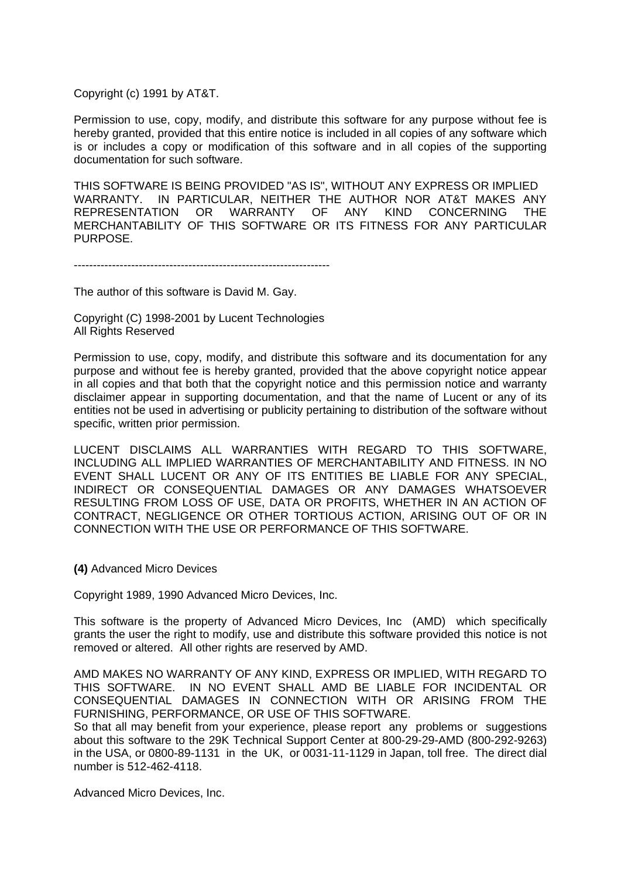Copyright (c) 1991 by AT&T.

Permission to use, copy, modify, and distribute this software for any purpose without fee is hereby granted, provided that this entire notice is included in all copies of any software which is or includes a copy or modification of this software and in all copies of the supporting documentation for such software.

THIS SOFTWARE IS BEING PROVIDED "AS IS", WITHOUT ANY EXPRESS OR IMPLIED WARRANTY. IN PARTICULAR, NEITHER THE AUTHOR NOR AT&T MAKES ANY REPRESENTATION OR WARRANTY OF ANY KIND CONCERNING THE MERCHANTABILITY OF THIS SOFTWARE OR ITS FITNESS FOR ANY PARTICULAR PURPOSE.

-------------------------------------------------------------------

The author of this software is David M. Gay.

Copyright (C) 1998-2001 by Lucent Technologies
All Rights Reserved

Permission to use, copy, modify, and distribute this software and its documentation for any purpose and without fee is hereby granted, provided that the above copyright notice appear in all copies and that both that the copyright notice and this permission notice and warranty disclaimer appear in supporting documentation, and that the name of Lucent or any of its entities not be used in advertising or publicity pertaining to distribution of the software without specific, written prior permission.

LUCENT DISCLAIMS ALL WARRANTIES WITH REGARD TO THIS SOFTWARE, INCLUDING ALL IMPLIED WARRANTIES OF MERCHANTABILITY AND FITNESS. IN NO EVENT SHALL LUCENT OR ANY OF ITS ENTITIES BE LIABLE FOR ANY SPECIAL, INDIRECT OR CONSEQUENTIAL DAMAGES OR ANY DAMAGES WHATSOEVER RESULTING FROM LOSS OF USE, DATA OR PROFITS, WHETHER IN AN ACTION OF CONTRACT, NEGLIGENCE OR OTHER TORTIOUS ACTION, ARISING OUT OF OR IN CONNECTION WITH THE USE OR PERFORMANCE OF THIS SOFTWARE.

**(4)** Advanced Micro Devices

Copyright 1989, 1990 Advanced Micro Devices, Inc.

This software is the property of Advanced Micro Devices, Inc (AMD) which specifically grants the user the right to modify, use and distribute this software provided this notice is not removed or altered. All other rights are reserved by AMD.

AMD MAKES NO WARRANTY OF ANY KIND, EXPRESS OR IMPLIED, WITH REGARD TO THIS SOFTWARE. IN NO EVENT SHALL AMD BE LIABLE FOR INCIDENTAL OR CONSEQUENTIAL DAMAGES IN CONNECTION WITH OR ARISING FROM THE FURNISHING, PERFORMANCE, OR USE OF THIS SOFTWARE.
So that all may benefit from your experience, please report any problems or suggestions about this software to the 29K Technical Support Center at 800-29-29-AMD (800-292-9263) in the USA, or 0800-89-1131 in the UK, or 0031-11-1129 in Japan, toll free. The direct dial number is 512-462-4118.

Advanced Micro Devices, Inc.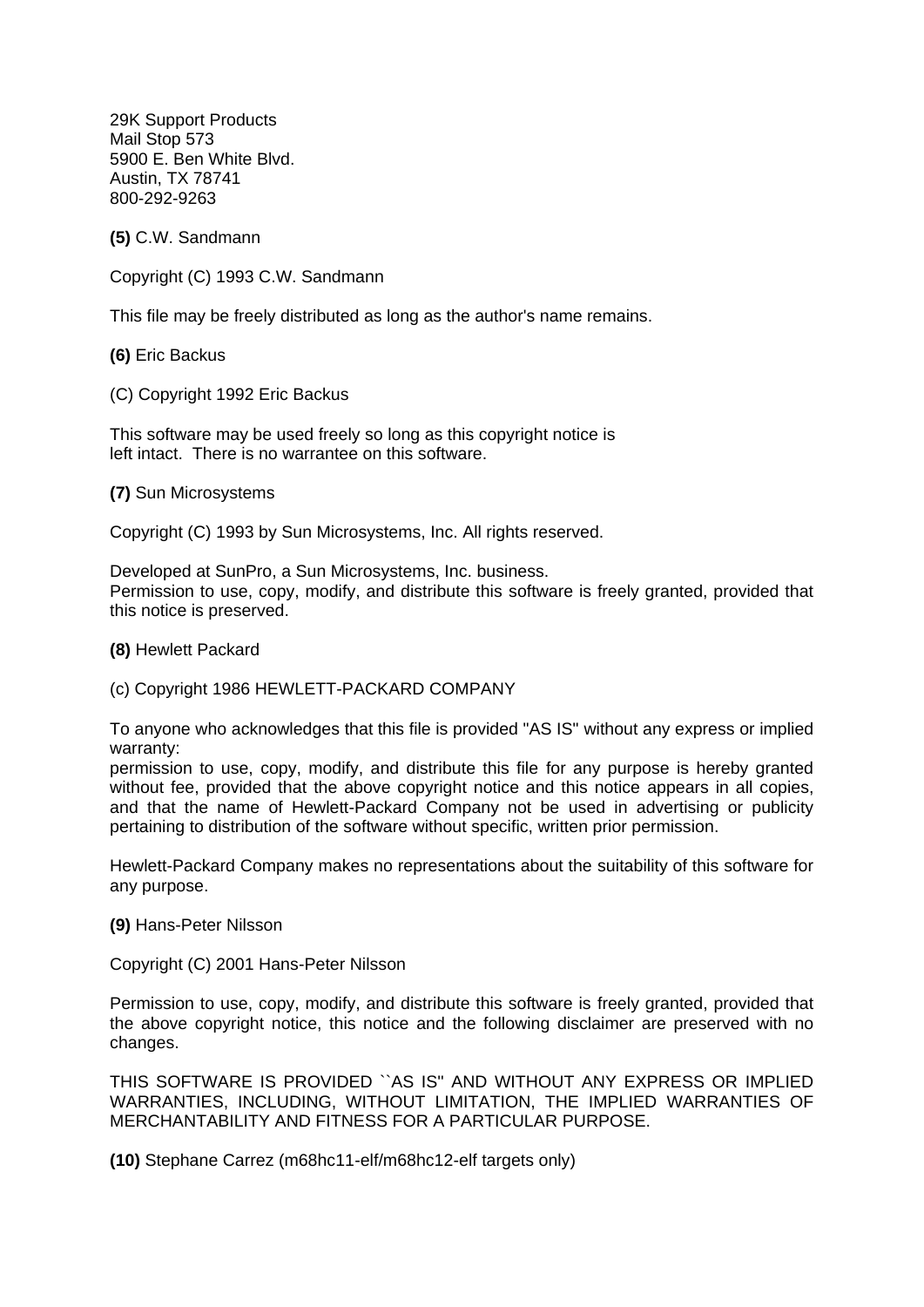29K Support Products
Mail Stop 573
5900 E. Ben White Blvd.
Austin, TX 78741
800-292-9263

**(5)** C.W. Sandmann

Copyright (C) 1993 C.W. Sandmann

This file may be freely distributed as long as the author's name remains.

**(6)** Eric Backus

(C) Copyright 1992 Eric Backus

This software may be used freely so long as this copyright notice is
left intact. There is no warrantee on this software.

**(7)** Sun Microsystems

Copyright (C) 1993 by Sun Microsystems, Inc. All rights reserved.

Developed at SunPro, a Sun Microsystems, Inc. business.
Permission to use, copy, modify, and distribute this software is freely granted, provided that this notice is preserved.

**(8)** Hewlett Packard

(c) Copyright 1986 HEWLETT-PACKARD COMPANY

To anyone who acknowledges that this file is provided "AS IS" without any express or implied warranty:
permission to use, copy, modify, and distribute this file for any purpose is hereby granted without fee, provided that the above copyright notice and this notice appears in all copies, and that the name of Hewlett-Packard Company not be used in advertising or publicity pertaining to distribution of the software without specific, written prior permission.

Hewlett-Packard Company makes no representations about the suitability of this software for any purpose.

**(9)** Hans-Peter Nilsson

Copyright (C) 2001 Hans-Peter Nilsson

Permission to use, copy, modify, and distribute this software is freely granted, provided that the above copyright notice, this notice and the following disclaimer are preserved with no changes.

THIS SOFTWARE IS PROVIDED ``AS IS'' AND WITHOUT ANY EXPRESS OR IMPLIED WARRANTIES, INCLUDING, WITHOUT LIMITATION, THE IMPLIED WARRANTIES OF MERCHANTABILITY AND FITNESS FOR A PARTICULAR PURPOSE.

**(10)** Stephane Carrez (m68hc11-elf/m68hc12-elf targets only)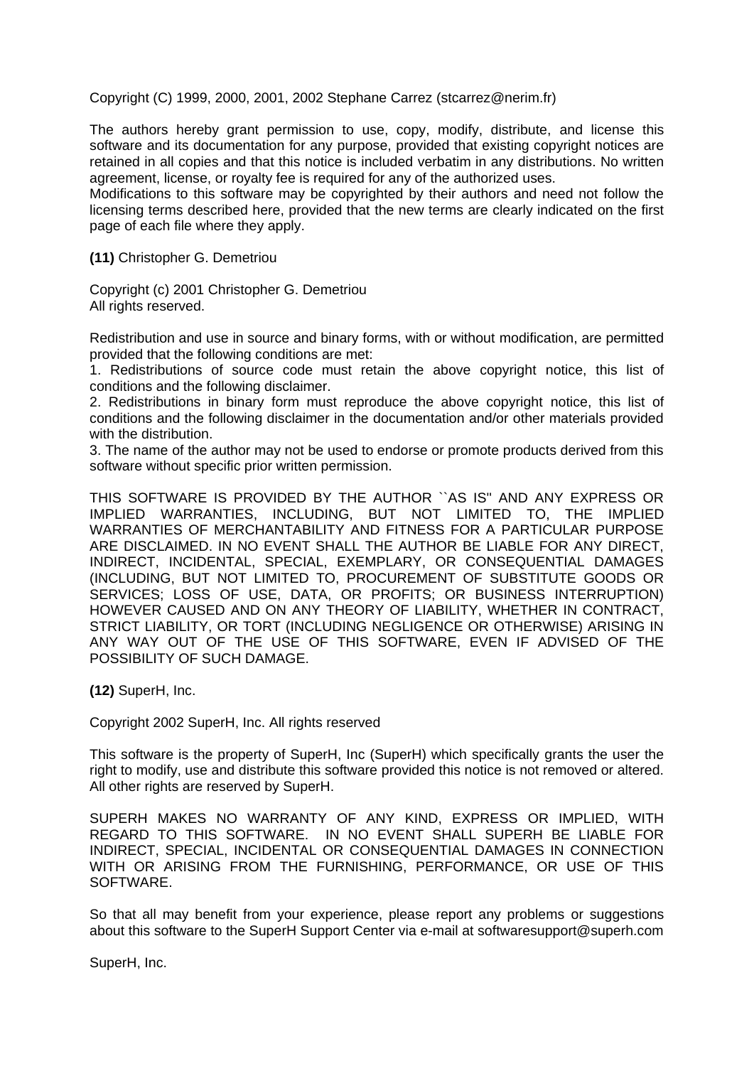Copyright (C) 1999, 2000, 2001, 2002 Stephane Carrez (stcarrez@nerim.fr)

The authors hereby grant permission to use, copy, modify, distribute, and license this software and its documentation for any purpose, provided that existing copyright notices are retained in all copies and that this notice is included verbatim in any distributions. No written agreement, license, or royalty fee is required for any of the authorized uses.
Modifications to this software may be copyrighted by their authors and need not follow the licensing terms described here, provided that the new terms are clearly indicated on the first page of each file where they apply.

**(11)** Christopher G. Demetriou

Copyright (c) 2001 Christopher G. Demetriou
All rights reserved.

Redistribution and use in source and binary forms, with or without modification, are permitted provided that the following conditions are met:
1. Redistributions of source code must retain the above copyright notice, this list of conditions and the following disclaimer.
2. Redistributions in binary form must reproduce the above copyright notice, this list of conditions and the following disclaimer in the documentation and/or other materials provided with the distribution.
3. The name of the author may not be used to endorse or promote products derived from this software without specific prior written permission.

THIS SOFTWARE IS PROVIDED BY THE AUTHOR ``AS IS'' AND ANY EXPRESS OR IMPLIED WARRANTIES, INCLUDING, BUT NOT LIMITED TO, THE IMPLIED WARRANTIES OF MERCHANTABILITY AND FITNESS FOR A PARTICULAR PURPOSE ARE DISCLAIMED. IN NO EVENT SHALL THE AUTHOR BE LIABLE FOR ANY DIRECT, INDIRECT, INCIDENTAL, SPECIAL, EXEMPLARY, OR CONSEQUENTIAL DAMAGES (INCLUDING, BUT NOT LIMITED TO, PROCUREMENT OF SUBSTITUTE GOODS OR SERVICES; LOSS OF USE, DATA, OR PROFITS; OR BUSINESS INTERRUPTION) HOWEVER CAUSED AND ON ANY THEORY OF LIABILITY, WHETHER IN CONTRACT, STRICT LIABILITY, OR TORT (INCLUDING NEGLIGENCE OR OTHERWISE) ARISING IN ANY WAY OUT OF THE USE OF THIS SOFTWARE, EVEN IF ADVISED OF THE POSSIBILITY OF SUCH DAMAGE.

**(12)** SuperH, Inc.

Copyright 2002 SuperH, Inc. All rights reserved

This software is the property of SuperH, Inc (SuperH) which specifically grants the user the right to modify, use and distribute this software provided this notice is not removed or altered. All other rights are reserved by SuperH.

SUPERH MAKES NO WARRANTY OF ANY KIND, EXPRESS OR IMPLIED, WITH REGARD TO THIS SOFTWARE. IN NO EVENT SHALL SUPERH BE LIABLE FOR INDIRECT, SPECIAL, INCIDENTAL OR CONSEQUENTIAL DAMAGES IN CONNECTION WITH OR ARISING FROM THE FURNISHING, PERFORMANCE, OR USE OF THIS SOFTWARE.

So that all may benefit from your experience, please report any problems or suggestions about this software to the SuperH Support Center via e-mail at softwaresupport@superh.com

SuperH, Inc.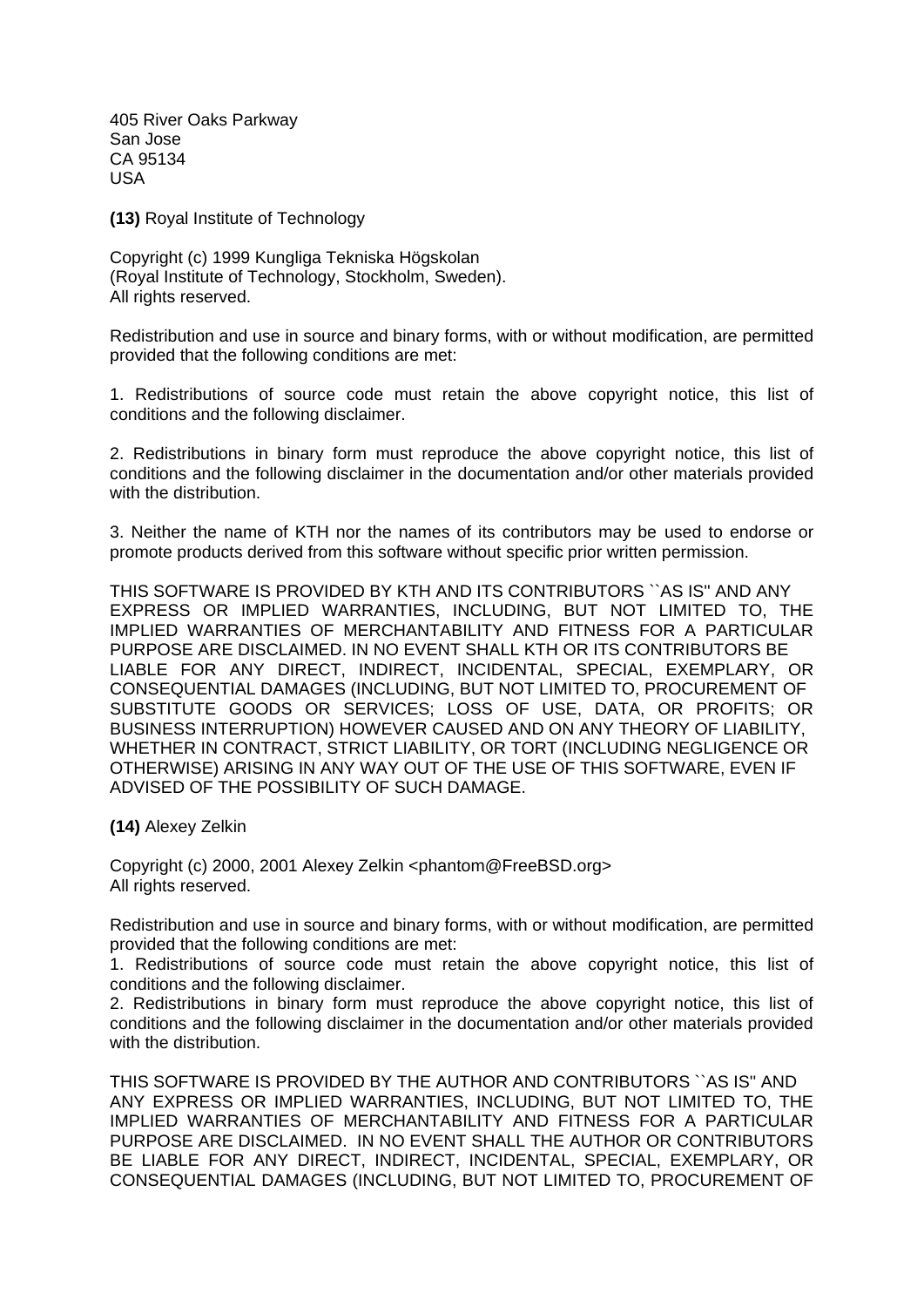405 River Oaks Parkway
San Jose
CA 95134
USA

**(13)** Royal Institute of Technology

Copyright (c) 1999 Kungliga Tekniska Högskolan
(Royal Institute of Technology, Stockholm, Sweden).
All rights reserved.

Redistribution and use in source and binary forms, with or without modification, are permitted provided that the following conditions are met:

1. Redistributions of source code must retain the above copyright notice, this list of conditions and the following disclaimer.

2. Redistributions in binary form must reproduce the above copyright notice, this list of conditions and the following disclaimer in the documentation and/or other materials provided with the distribution.

3. Neither the name of KTH nor the names of its contributors may be used to endorse or promote products derived from this software without specific prior written permission.

THIS SOFTWARE IS PROVIDED BY KTH AND ITS CONTRIBUTORS ``AS IS'' AND ANY EXPRESS OR IMPLIED WARRANTIES, INCLUDING, BUT NOT LIMITED TO, THE IMPLIED WARRANTIES OF MERCHANTABILITY AND FITNESS FOR A PARTICULAR PURPOSE ARE DISCLAIMED. IN NO EVENT SHALL KTH OR ITS CONTRIBUTORS BE LIABLE FOR ANY DIRECT, INDIRECT, INCIDENTAL, SPECIAL, EXEMPLARY, OR CONSEQUENTIAL DAMAGES (INCLUDING, BUT NOT LIMITED TO, PROCUREMENT OF SUBSTITUTE GOODS OR SERVICES; LOSS OF USE, DATA, OR PROFITS; OR BUSINESS INTERRUPTION) HOWEVER CAUSED AND ON ANY THEORY OF LIABILITY, WHETHER IN CONTRACT, STRICT LIABILITY, OR TORT (INCLUDING NEGLIGENCE OR OTHERWISE) ARISING IN ANY WAY OUT OF THE USE OF THIS SOFTWARE, EVEN IF ADVISED OF THE POSSIBILITY OF SUCH DAMAGE.

**(14)** Alexey Zelkin

Copyright (c) 2000, 2001 Alexey Zelkin <phantom@FreeBSD.org>
All rights reserved.

Redistribution and use in source and binary forms, with or without modification, are permitted provided that the following conditions are met:
1. Redistributions of source code must retain the above copyright notice, this list of conditions and the following disclaimer.
2. Redistributions in binary form must reproduce the above copyright notice, this list of conditions and the following disclaimer in the documentation and/or other materials provided with the distribution.

THIS SOFTWARE IS PROVIDED BY THE AUTHOR AND CONTRIBUTORS ``AS IS'' AND ANY EXPRESS OR IMPLIED WARRANTIES, INCLUDING, BUT NOT LIMITED TO, THE IMPLIED WARRANTIES OF MERCHANTABILITY AND FITNESS FOR A PARTICULAR PURPOSE ARE DISCLAIMED. IN NO EVENT SHALL THE AUTHOR OR CONTRIBUTORS BE LIABLE FOR ANY DIRECT, INDIRECT, INCIDENTAL, SPECIAL, EXEMPLARY, OR CONSEQUENTIAL DAMAGES (INCLUDING, BUT NOT LIMITED TO, PROCUREMENT OF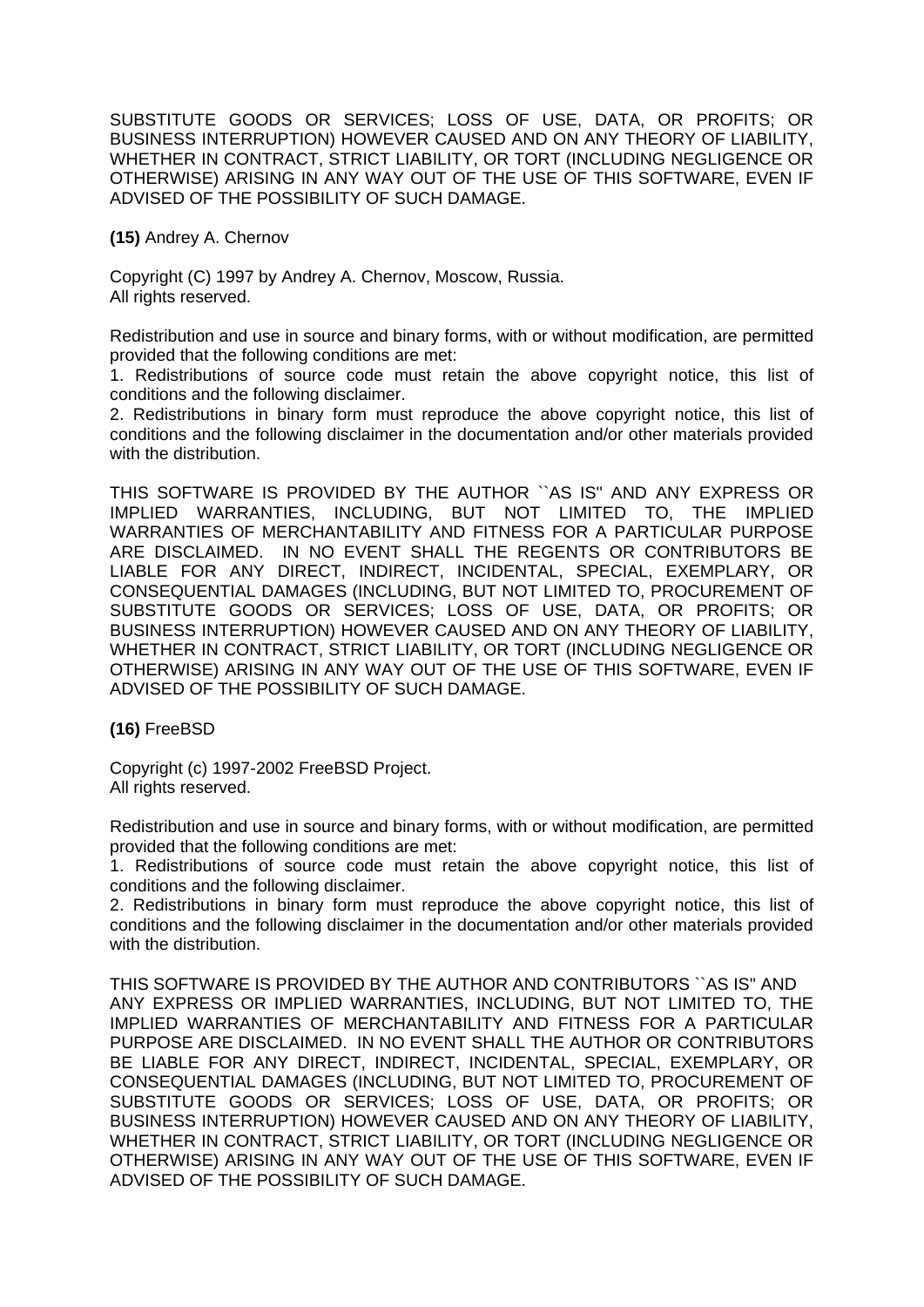SUBSTITUTE GOODS OR SERVICES; LOSS OF USE, DATA, OR PROFITS; OR BUSINESS INTERRUPTION) HOWEVER CAUSED AND ON ANY THEORY OF LIABILITY, WHETHER IN CONTRACT, STRICT LIABILITY, OR TORT (INCLUDING NEGLIGENCE OR OTHERWISE) ARISING IN ANY WAY OUT OF THE USE OF THIS SOFTWARE, EVEN IF ADVISED OF THE POSSIBILITY OF SUCH DAMAGE.

**(15)** Andrey A. Chernov

Copyright (C) 1997 by Andrey A. Chernov, Moscow, Russia.
All rights reserved.

Redistribution and use in source and binary forms, with or without modification, are permitted provided that the following conditions are met:
1. Redistributions of source code must retain the above copyright notice, this list of conditions and the following disclaimer.
2. Redistributions in binary form must reproduce the above copyright notice, this list of conditions and the following disclaimer in the documentation and/or other materials provided with the distribution.

THIS SOFTWARE IS PROVIDED BY THE AUTHOR ``AS IS'' AND ANY EXPRESS OR IMPLIED WARRANTIES, INCLUDING, BUT NOT LIMITED TO, THE IMPLIED WARRANTIES OF MERCHANTABILITY AND FITNESS FOR A PARTICULAR PURPOSE ARE DISCLAIMED. IN NO EVENT SHALL THE REGENTS OR CONTRIBUTORS BE LIABLE FOR ANY DIRECT, INDIRECT, INCIDENTAL, SPECIAL, EXEMPLARY, OR CONSEQUENTIAL DAMAGES (INCLUDING, BUT NOT LIMITED TO, PROCUREMENT OF SUBSTITUTE GOODS OR SERVICES; LOSS OF USE, DATA, OR PROFITS; OR BUSINESS INTERRUPTION) HOWEVER CAUSED AND ON ANY THEORY OF LIABILITY, WHETHER IN CONTRACT, STRICT LIABILITY, OR TORT (INCLUDING NEGLIGENCE OR OTHERWISE) ARISING IN ANY WAY OUT OF THE USE OF THIS SOFTWARE, EVEN IF ADVISED OF THE POSSIBILITY OF SUCH DAMAGE.

**(16)** FreeBSD

Copyright (c) 1997-2002 FreeBSD Project.
All rights reserved.

Redistribution and use in source and binary forms, with or without modification, are permitted provided that the following conditions are met:
1. Redistributions of source code must retain the above copyright notice, this list of conditions and the following disclaimer.
2. Redistributions in binary form must reproduce the above copyright notice, this list of conditions and the following disclaimer in the documentation and/or other materials provided with the distribution.

THIS SOFTWARE IS PROVIDED BY THE AUTHOR AND CONTRIBUTORS ``AS IS'' AND ANY EXPRESS OR IMPLIED WARRANTIES, INCLUDING, BUT NOT LIMITED TO, THE IMPLIED WARRANTIES OF MERCHANTABILITY AND FITNESS FOR A PARTICULAR PURPOSE ARE DISCLAIMED. IN NO EVENT SHALL THE AUTHOR OR CONTRIBUTORS BE LIABLE FOR ANY DIRECT, INDIRECT, INCIDENTAL, SPECIAL, EXEMPLARY, OR CONSEQUENTIAL DAMAGES (INCLUDING, BUT NOT LIMITED TO, PROCUREMENT OF SUBSTITUTE GOODS OR SERVICES; LOSS OF USE, DATA, OR PROFITS; OR BUSINESS INTERRUPTION) HOWEVER CAUSED AND ON ANY THEORY OF LIABILITY, WHETHER IN CONTRACT, STRICT LIABILITY, OR TORT (INCLUDING NEGLIGENCE OR OTHERWISE) ARISING IN ANY WAY OUT OF THE USE OF THIS SOFTWARE, EVEN IF ADVISED OF THE POSSIBILITY OF SUCH DAMAGE.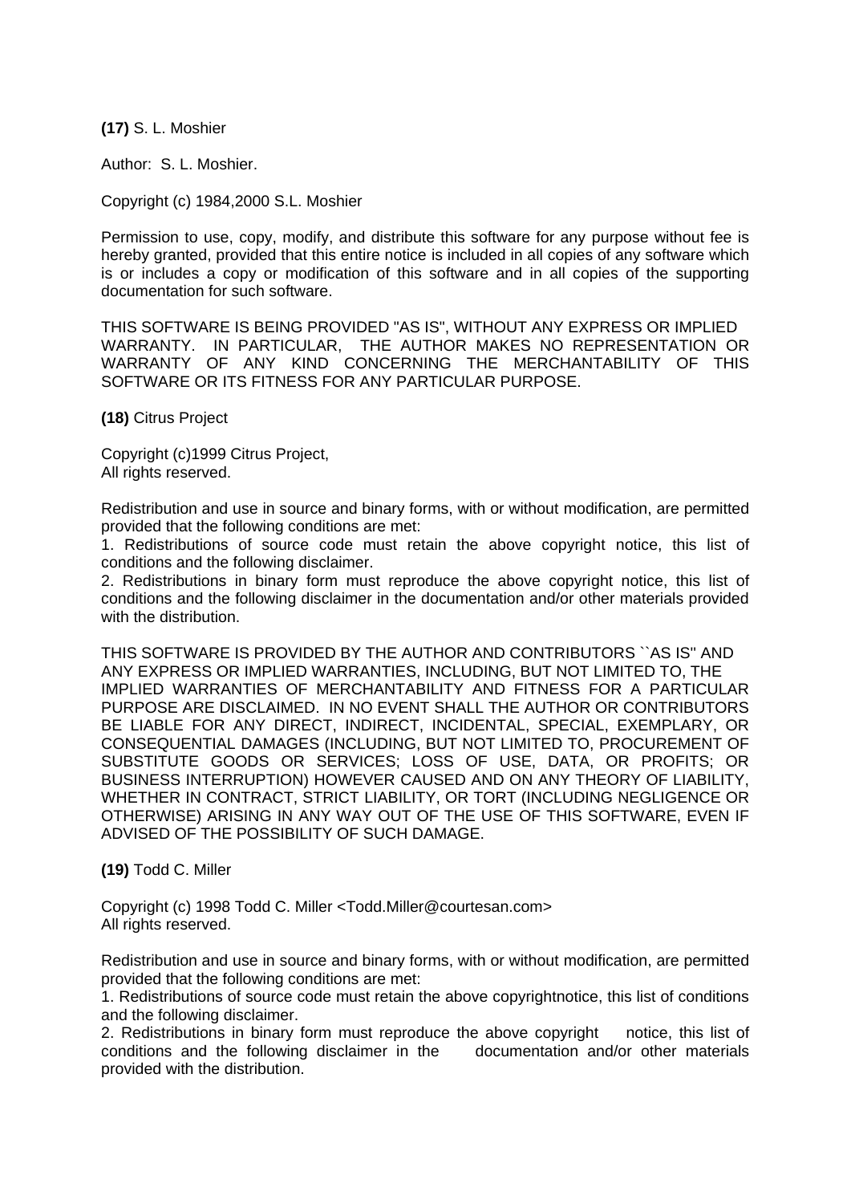**(17)** S. L. Moshier

Author: S. L. Moshier.

Copyright (c) 1984,2000 S.L. Moshier

Permission to use, copy, modify, and distribute this software for any purpose without fee is hereby granted, provided that this entire notice is included in all copies of any software which is or includes a copy or modification of this software and in all copies of the supporting documentation for such software.

THIS SOFTWARE IS BEING PROVIDED "AS IS", WITHOUT ANY EXPRESS OR IMPLIED WARRANTY. IN PARTICULAR, THE AUTHOR MAKES NO REPRESENTATION OR WARRANTY OF ANY KIND CONCERNING THE MERCHANTABILITY OF THIS SOFTWARE OR ITS FITNESS FOR ANY PARTICULAR PURPOSE.

**(18)** Citrus Project

Copyright (c)1999 Citrus Project,
All rights reserved.

Redistribution and use in source and binary forms, with or without modification, are permitted provided that the following conditions are met:
1. Redistributions of source code must retain the above copyright notice, this list of conditions and the following disclaimer.
2. Redistributions in binary form must reproduce the above copyright notice, this list of conditions and the following disclaimer in the documentation and/or other materials provided with the distribution.

THIS SOFTWARE IS PROVIDED BY THE AUTHOR AND CONTRIBUTORS ``AS IS'' AND ANY EXPRESS OR IMPLIED WARRANTIES, INCLUDING, BUT NOT LIMITED TO, THE IMPLIED WARRANTIES OF MERCHANTABILITY AND FITNESS FOR A PARTICULAR PURPOSE ARE DISCLAIMED. IN NO EVENT SHALL THE AUTHOR OR CONTRIBUTORS BE LIABLE FOR ANY DIRECT, INDIRECT, INCIDENTAL, SPECIAL, EXEMPLARY, OR CONSEQUENTIAL DAMAGES (INCLUDING, BUT NOT LIMITED TO, PROCUREMENT OF SUBSTITUTE GOODS OR SERVICES; LOSS OF USE, DATA, OR PROFITS; OR BUSINESS INTERRUPTION) HOWEVER CAUSED AND ON ANY THEORY OF LIABILITY, WHETHER IN CONTRACT, STRICT LIABILITY, OR TORT (INCLUDING NEGLIGENCE OR OTHERWISE) ARISING IN ANY WAY OUT OF THE USE OF THIS SOFTWARE, EVEN IF ADVISED OF THE POSSIBILITY OF SUCH DAMAGE.

**(19)** Todd C. Miller

Copyright (c) 1998 Todd C. Miller <Todd.Miller@courtesan.com>
All rights reserved.

Redistribution and use in source and binary forms, with or without modification, are permitted provided that the following conditions are met:
1. Redistributions of source code must retain the above copyrightnotice, this list of conditions and the following disclaimer.
2. Redistributions in binary form must reproduce the above copyright notice, this list of conditions and the following disclaimer in the documentation and/or other materials provided with the distribution.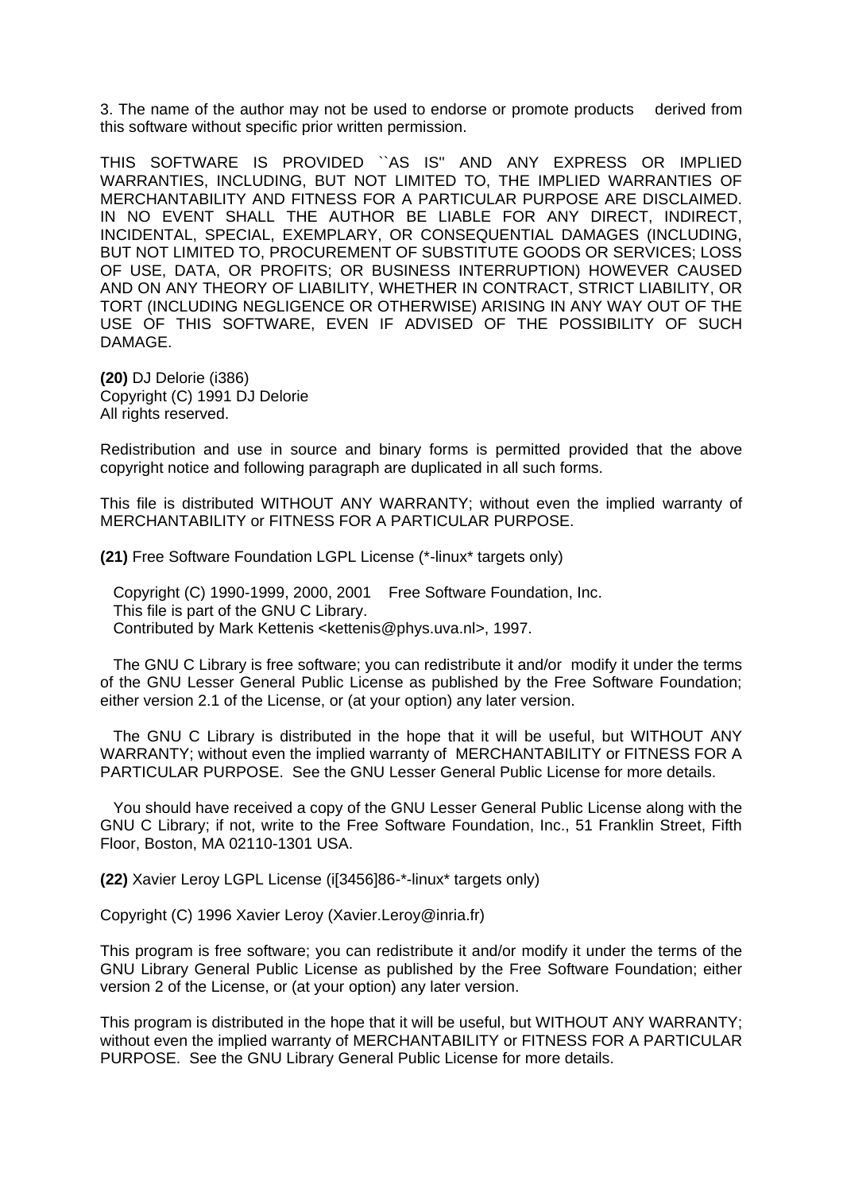3. The name of the author may not be used to endorse or promote products derived from this software without specific prior written permission.

THIS SOFTWARE IS PROVIDED ``AS IS'' AND ANY EXPRESS OR IMPLIED WARRANTIES, INCLUDING, BUT NOT LIMITED TO, THE IMPLIED WARRANTIES OF MERCHANTABILITY AND FITNESS FOR A PARTICULAR PURPOSE ARE DISCLAIMED. IN NO EVENT SHALL THE AUTHOR BE LIABLE FOR ANY DIRECT, INDIRECT, INCIDENTAL, SPECIAL, EXEMPLARY, OR CONSEQUENTIAL DAMAGES (INCLUDING, BUT NOT LIMITED TO, PROCUREMENT OF SUBSTITUTE GOODS OR SERVICES; LOSS OF USE, DATA, OR PROFITS; OR BUSINESS INTERRUPTION) HOWEVER CAUSED AND ON ANY THEORY OF LIABILITY, WHETHER IN CONTRACT, STRICT LIABILITY, OR TORT (INCLUDING NEGLIGENCE OR OTHERWISE) ARISING IN ANY WAY OUT OF THE USE OF THIS SOFTWARE, EVEN IF ADVISED OF THE POSSIBILITY OF SUCH DAMAGE.

**(20)** DJ Delorie (i386)
Copyright (C) 1991 DJ Delorie
All rights reserved.

Redistribution and use in source and binary forms is permitted provided that the above copyright notice and following paragraph are duplicated in all such forms.

This file is distributed WITHOUT ANY WARRANTY; without even the implied warranty of MERCHANTABILITY or FITNESS FOR A PARTICULAR PURPOSE.

**(21)** Free Software Foundation LGPL License (*-linux* targets only)

Copyright (C) 1990-1999, 2000, 2001 Free Software Foundation, Inc.
This file is part of the GNU C Library.
Contributed by Mark Kettenis <kettenis@phys.uva.nl>, 1997.

The GNU C Library is free software; you can redistribute it and/or modify it under the terms of the GNU Lesser General Public License as published by the Free Software Foundation; either version 2.1 of the License, or (at your option) any later version.

The GNU C Library is distributed in the hope that it will be useful, but WITHOUT ANY WARRANTY; without even the implied warranty of MERCHANTABILITY or FITNESS FOR A PARTICULAR PURPOSE. See the GNU Lesser General Public License for more details.

You should have received a copy of the GNU Lesser General Public License along with the GNU C Library; if not, write to the Free Software Foundation, Inc., 51 Franklin Street, Fifth Floor, Boston, MA 02110-1301 USA.

**(22)** Xavier Leroy LGPL License (i[3456]86-*-linux* targets only)

Copyright (C) 1996 Xavier Leroy (Xavier.Leroy@inria.fr)

This program is free software; you can redistribute it and/or modify it under the terms of the GNU Library General Public License as published by the Free Software Foundation; either version 2 of the License, or (at your option) any later version.

This program is distributed in the hope that it will be useful, but WITHOUT ANY WARRANTY; without even the implied warranty of MERCHANTABILITY or FITNESS FOR A PARTICULAR PURPOSE. See the GNU Library General Public License for more details.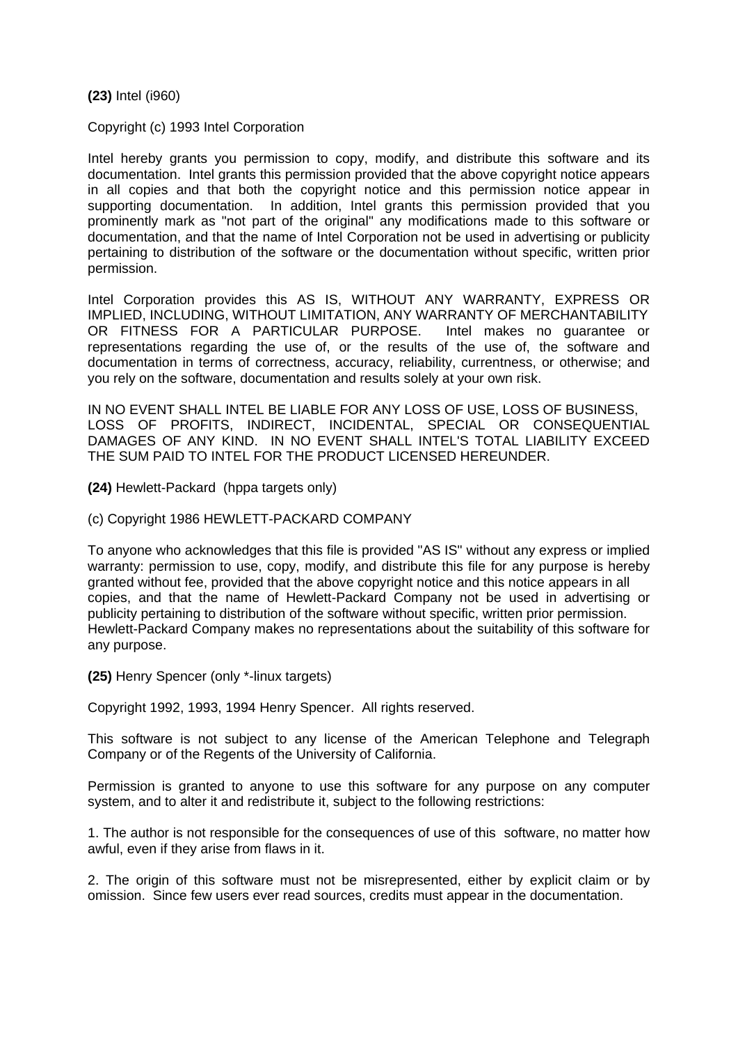**(23)** Intel (i960)

Copyright (c) 1993 Intel Corporation

Intel hereby grants you permission to copy, modify, and distribute this software and its documentation. Intel grants this permission provided that the above copyright notice appears in all copies and that both the copyright notice and this permission notice appear in supporting documentation. In addition, Intel grants this permission provided that you prominently mark as "not part of the original" any modifications made to this software or documentation, and that the name of Intel Corporation not be used in advertising or publicity pertaining to distribution of the software or the documentation without specific, written prior permission.

Intel Corporation provides this AS IS, WITHOUT ANY WARRANTY, EXPRESS OR IMPLIED, INCLUDING, WITHOUT LIMITATION, ANY WARRANTY OF MERCHANTABILITY OR FITNESS FOR A PARTICULAR PURPOSE. Intel makes no guarantee or representations regarding the use of, or the results of the use of, the software and documentation in terms of correctness, accuracy, reliability, currentness, or otherwise; and you rely on the software, documentation and results solely at your own risk.

IN NO EVENT SHALL INTEL BE LIABLE FOR ANY LOSS OF USE, LOSS OF BUSINESS, LOSS OF PROFITS, INDIRECT, INCIDENTAL, SPECIAL OR CONSEQUENTIAL DAMAGES OF ANY KIND. IN NO EVENT SHALL INTEL'S TOTAL LIABILITY EXCEED THE SUM PAID TO INTEL FOR THE PRODUCT LICENSED HEREUNDER.

**(24)** Hewlett-Packard (hppa targets only)

(c) Copyright 1986 HEWLETT-PACKARD COMPANY

To anyone who acknowledges that this file is provided "AS IS" without any express or implied warranty: permission to use, copy, modify, and distribute this file for any purpose is hereby granted without fee, provided that the above copyright notice and this notice appears in all copies, and that the name of Hewlett-Packard Company not be used in advertising or publicity pertaining to distribution of the software without specific, written prior permission. Hewlett-Packard Company makes no representations about the suitability of this software for any purpose.

**(25)** Henry Spencer (only *-linux targets)

Copyright 1992, 1993, 1994 Henry Spencer. All rights reserved.

This software is not subject to any license of the American Telephone and Telegraph Company or of the Regents of the University of California.

Permission is granted to anyone to use this software for any purpose on any computer system, and to alter it and redistribute it, subject to the following restrictions:

1. The author is not responsible for the consequences of use of this software, no matter how awful, even if they arise from flaws in it.

2. The origin of this software must not be misrepresented, either by explicit claim or by omission. Since few users ever read sources, credits must appear in the documentation.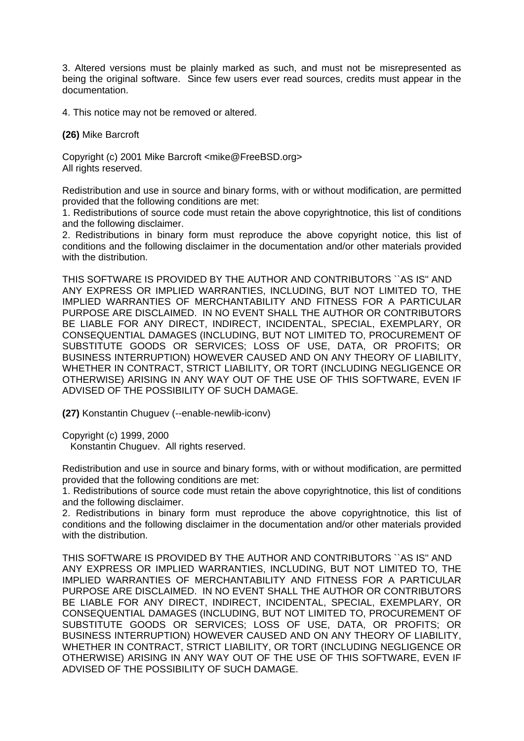3. Altered versions must be plainly marked as such, and must not be misrepresented as being the original software. Since few users ever read sources, credits must appear in the documentation.

4. This notice may not be removed or altered.

**(26)** Mike Barcroft

Copyright (c) 2001 Mike Barcroft <mike@FreeBSD.org>
All rights reserved.

Redistribution and use in source and binary forms, with or without modification, are permitted provided that the following conditions are met:
1. Redistributions of source code must retain the above copyrightnotice, this list of conditions and the following disclaimer.
2. Redistributions in binary form must reproduce the above copyright notice, this list of conditions and the following disclaimer in the documentation and/or other materials provided with the distribution.

THIS SOFTWARE IS PROVIDED BY THE AUTHOR AND CONTRIBUTORS ``AS IS'' AND ANY EXPRESS OR IMPLIED WARRANTIES, INCLUDING, BUT NOT LIMITED TO, THE IMPLIED WARRANTIES OF MERCHANTABILITY AND FITNESS FOR A PARTICULAR PURPOSE ARE DISCLAIMED. IN NO EVENT SHALL THE AUTHOR OR CONTRIBUTORS BE LIABLE FOR ANY DIRECT, INDIRECT, INCIDENTAL, SPECIAL, EXEMPLARY, OR CONSEQUENTIAL DAMAGES (INCLUDING, BUT NOT LIMITED TO, PROCUREMENT OF SUBSTITUTE GOODS OR SERVICES; LOSS OF USE, DATA, OR PROFITS; OR BUSINESS INTERRUPTION) HOWEVER CAUSED AND ON ANY THEORY OF LIABILITY, WHETHER IN CONTRACT, STRICT LIABILITY, OR TORT (INCLUDING NEGLIGENCE OR OTHERWISE) ARISING IN ANY WAY OUT OF THE USE OF THIS SOFTWARE, EVEN IF ADVISED OF THE POSSIBILITY OF SUCH DAMAGE.

**(27)** Konstantin Chuguev (--enable-newlib-iconv)

Copyright (c) 1999, 2000
Konstantin Chuguev. All rights reserved.

Redistribution and use in source and binary forms, with or without modification, are permitted provided that the following conditions are met:
1. Redistributions of source code must retain the above copyrightnotice, this list of conditions and the following disclaimer.
2. Redistributions in binary form must reproduce the above copyrightnotice, this list of conditions and the following disclaimer in the documentation and/or other materials provided with the distribution.

THIS SOFTWARE IS PROVIDED BY THE AUTHOR AND CONTRIBUTORS ``AS IS'' AND ANY EXPRESS OR IMPLIED WARRANTIES, INCLUDING, BUT NOT LIMITED TO, THE IMPLIED WARRANTIES OF MERCHANTABILITY AND FITNESS FOR A PARTICULAR PURPOSE ARE DISCLAIMED. IN NO EVENT SHALL THE AUTHOR OR CONTRIBUTORS BE LIABLE FOR ANY DIRECT, INDIRECT, INCIDENTAL, SPECIAL, EXEMPLARY, OR CONSEQUENTIAL DAMAGES (INCLUDING, BUT NOT LIMITED TO, PROCUREMENT OF SUBSTITUTE GOODS OR SERVICES; LOSS OF USE, DATA, OR PROFITS; OR BUSINESS INTERRUPTION) HOWEVER CAUSED AND ON ANY THEORY OF LIABILITY, WHETHER IN CONTRACT, STRICT LIABILITY, OR TORT (INCLUDING NEGLIGENCE OR OTHERWISE) ARISING IN ANY WAY OUT OF THE USE OF THIS SOFTWARE, EVEN IF ADVISED OF THE POSSIBILITY OF SUCH DAMAGE.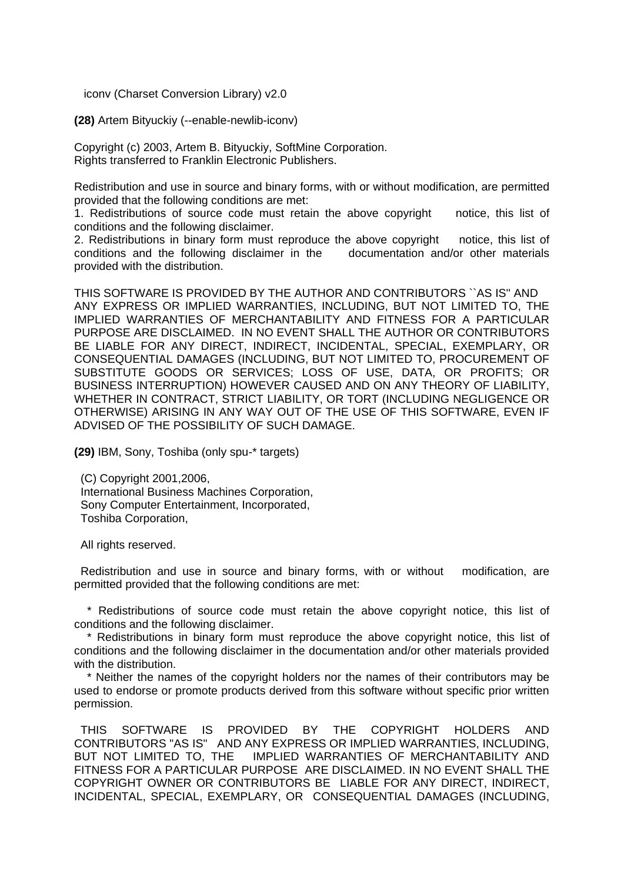iconv (Charset Conversion Library) v2.0

**(28)** Artem Bityuckiy (--enable-newlib-iconv)

Copyright (c) 2003, Artem B. Bityuckiy, SoftMine Corporation.
Rights transferred to Franklin Electronic Publishers.

Redistribution and use in source and binary forms, with or without modification, are permitted provided that the following conditions are met:
1. Redistributions of source code must retain the above copyright notice, this list of conditions and the following disclaimer.
2. Redistributions in binary form must reproduce the above copyright notice, this list of conditions and the following disclaimer in the documentation and/or other materials provided with the distribution.

THIS SOFTWARE IS PROVIDED BY THE AUTHOR AND CONTRIBUTORS ``AS IS'' AND ANY EXPRESS OR IMPLIED WARRANTIES, INCLUDING, BUT NOT LIMITED TO, THE IMPLIED WARRANTIES OF MERCHANTABILITY AND FITNESS FOR A PARTICULAR PURPOSE ARE DISCLAIMED. IN NO EVENT SHALL THE AUTHOR OR CONTRIBUTORS BE LIABLE FOR ANY DIRECT, INDIRECT, INCIDENTAL, SPECIAL, EXEMPLARY, OR CONSEQUENTIAL DAMAGES (INCLUDING, BUT NOT LIMITED TO, PROCUREMENT OF SUBSTITUTE GOODS OR SERVICES; LOSS OF USE, DATA, OR PROFITS; OR BUSINESS INTERRUPTION) HOWEVER CAUSED AND ON ANY THEORY OF LIABILITY, WHETHER IN CONTRACT, STRICT LIABILITY, OR TORT (INCLUDING NEGLIGENCE OR OTHERWISE) ARISING IN ANY WAY OUT OF THE USE OF THIS SOFTWARE, EVEN IF ADVISED OF THE POSSIBILITY OF SUCH DAMAGE.

**(29)** IBM, Sony, Toshiba (only spu-* targets)

(C) Copyright 2001,2006,
International Business Machines Corporation,
Sony Computer Entertainment, Incorporated,
Toshiba Corporation,

All rights reserved.

Redistribution and use in source and binary forms, with or without modification, are permitted provided that the following conditions are met:

* Redistributions of source code must retain the above copyright notice, this list of conditions and the following disclaimer.
* Redistributions in binary form must reproduce the above copyright notice, this list of conditions and the following disclaimer in the documentation and/or other materials provided with the distribution.
* Neither the names of the copyright holders nor the names of their contributors may be used to endorse or promote products derived from this software without specific prior written permission.

THIS SOFTWARE IS PROVIDED BY THE COPYRIGHT HOLDERS AND CONTRIBUTORS "AS IS" AND ANY EXPRESS OR IMPLIED WARRANTIES, INCLUDING, BUT NOT LIMITED TO, THE IMPLIED WARRANTIES OF MERCHANTABILITY AND FITNESS FOR A PARTICULAR PURPOSE ARE DISCLAIMED. IN NO EVENT SHALL THE COPYRIGHT OWNER OR CONTRIBUTORS BE LIABLE FOR ANY DIRECT, INDIRECT, INCIDENTAL, SPECIAL, EXEMPLARY, OR CONSEQUENTIAL DAMAGES (INCLUDING,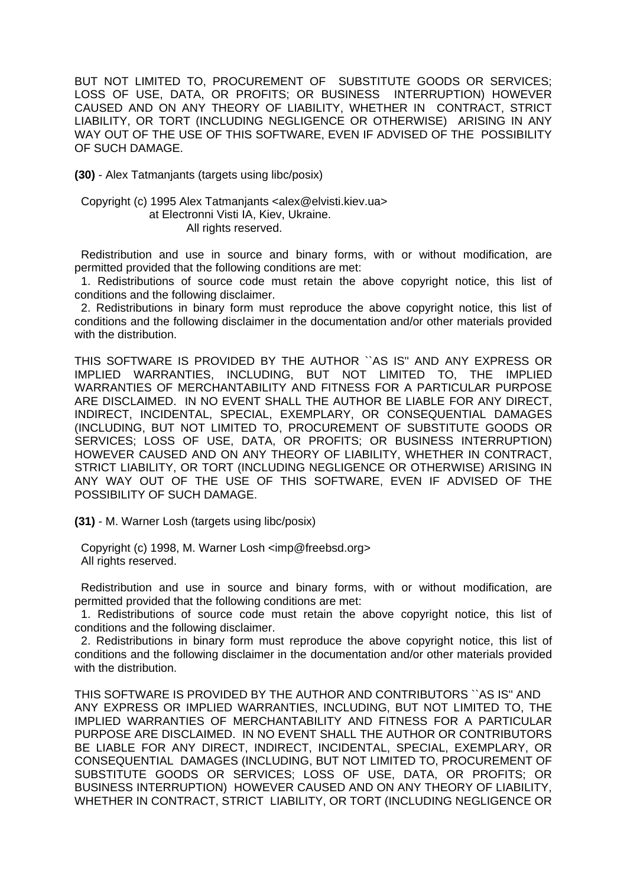BUT NOT LIMITED TO, PROCUREMENT OF SUBSTITUTE GOODS OR SERVICES; LOSS OF USE, DATA, OR PROFITS; OR BUSINESS INTERRUPTION) HOWEVER CAUSED AND ON ANY THEORY OF LIABILITY, WHETHER IN CONTRACT, STRICT LIABILITY, OR TORT (INCLUDING NEGLIGENCE OR OTHERWISE) ARISING IN ANY WAY OUT OF THE USE OF THIS SOFTWARE, EVEN IF ADVISED OF THE POSSIBILITY OF SUCH DAMAGE.

**(30)** - Alex Tatmanjants (targets using libc/posix)

Copyright (c) 1995 Alex Tatmanjants <alex@elvisti.kiev.ua>
at Electronni Visti IA, Kiev, Ukraine.
All rights reserved.

Redistribution and use in source and binary forms, with or without modification, are permitted provided that the following conditions are met:
1. Redistributions of source code must retain the above copyright notice, this list of conditions and the following disclaimer.
2. Redistributions in binary form must reproduce the above copyright notice, this list of conditions and the following disclaimer in the documentation and/or other materials provided with the distribution.

THIS SOFTWARE IS PROVIDED BY THE AUTHOR ``AS IS'' AND ANY EXPRESS OR IMPLIED WARRANTIES, INCLUDING, BUT NOT LIMITED TO, THE IMPLIED WARRANTIES OF MERCHANTABILITY AND FITNESS FOR A PARTICULAR PURPOSE ARE DISCLAIMED. IN NO EVENT SHALL THE AUTHOR BE LIABLE FOR ANY DIRECT, INDIRECT, INCIDENTAL, SPECIAL, EXEMPLARY, OR CONSEQUENTIAL DAMAGES (INCLUDING, BUT NOT LIMITED TO, PROCUREMENT OF SUBSTITUTE GOODS OR SERVICES; LOSS OF USE, DATA, OR PROFITS; OR BUSINESS INTERRUPTION) HOWEVER CAUSED AND ON ANY THEORY OF LIABILITY, WHETHER IN CONTRACT, STRICT LIABILITY, OR TORT (INCLUDING NEGLIGENCE OR OTHERWISE) ARISING IN ANY WAY OUT OF THE USE OF THIS SOFTWARE, EVEN IF ADVISED OF THE POSSIBILITY OF SUCH DAMAGE.

**(31)** - M. Warner Losh (targets using libc/posix)

Copyright (c) 1998, M. Warner Losh <imp@freebsd.org>
All rights reserved.

Redistribution and use in source and binary forms, with or without modification, are permitted provided that the following conditions are met:
1. Redistributions of source code must retain the above copyright notice, this list of conditions and the following disclaimer.
2. Redistributions in binary form must reproduce the above copyright notice, this list of conditions and the following disclaimer in the documentation and/or other materials provided with the distribution.

THIS SOFTWARE IS PROVIDED BY THE AUTHOR AND CONTRIBUTORS ``AS IS'' AND ANY EXPRESS OR IMPLIED WARRANTIES, INCLUDING, BUT NOT LIMITED TO, THE IMPLIED WARRANTIES OF MERCHANTABILITY AND FITNESS FOR A PARTICULAR PURPOSE ARE DISCLAIMED. IN NO EVENT SHALL THE AUTHOR OR CONTRIBUTORS BE LIABLE FOR ANY DIRECT, INDIRECT, INCIDENTAL, SPECIAL, EXEMPLARY, OR CONSEQUENTIAL DAMAGES (INCLUDING, BUT NOT LIMITED TO, PROCUREMENT OF SUBSTITUTE GOODS OR SERVICES; LOSS OF USE, DATA, OR PROFITS; OR BUSINESS INTERRUPTION) HOWEVER CAUSED AND ON ANY THEORY OF LIABILITY, WHETHER IN CONTRACT, STRICT LIABILITY, OR TORT (INCLUDING NEGLIGENCE OR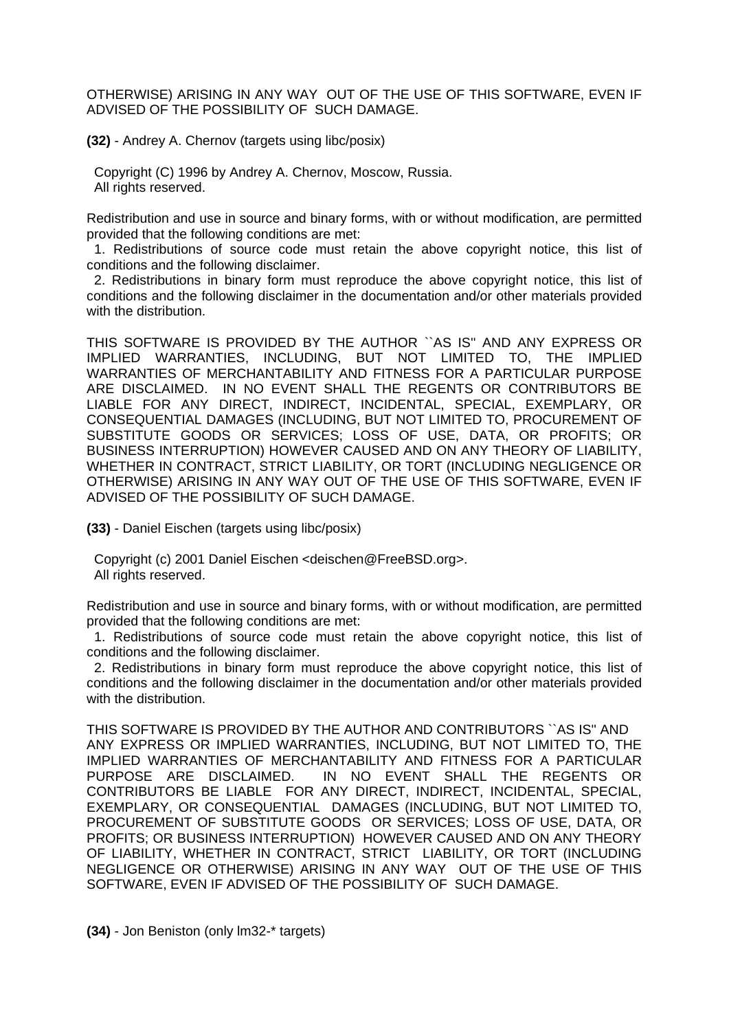OTHERWISE) ARISING IN ANY WAY OUT OF THE USE OF THIS SOFTWARE, EVEN IF ADVISED OF THE POSSIBILITY OF SUCH DAMAGE.

**(32)** - Andrey A. Chernov (targets using libc/posix)

Copyright (C) 1996 by Andrey A. Chernov, Moscow, Russia.
All rights reserved.

Redistribution and use in source and binary forms, with or without modification, are permitted provided that the following conditions are met:

1. Redistributions of source code must retain the above copyright notice, this list of conditions and the following disclaimer.
2. Redistributions in binary form must reproduce the above copyright notice, this list of conditions and the following disclaimer in the documentation and/or other materials provided with the distribution.

THIS SOFTWARE IS PROVIDED BY THE AUTHOR ``AS IS'' AND ANY EXPRESS OR IMPLIED WARRANTIES, INCLUDING, BUT NOT LIMITED TO, THE IMPLIED WARRANTIES OF MERCHANTABILITY AND FITNESS FOR A PARTICULAR PURPOSE ARE DISCLAIMED. IN NO EVENT SHALL THE REGENTS OR CONTRIBUTORS BE LIABLE FOR ANY DIRECT, INDIRECT, INCIDENTAL, SPECIAL, EXEMPLARY, OR CONSEQUENTIAL DAMAGES (INCLUDING, BUT NOT LIMITED TO, PROCUREMENT OF SUBSTITUTE GOODS OR SERVICES; LOSS OF USE, DATA, OR PROFITS; OR BUSINESS INTERRUPTION) HOWEVER CAUSED AND ON ANY THEORY OF LIABILITY, WHETHER IN CONTRACT, STRICT LIABILITY, OR TORT (INCLUDING NEGLIGENCE OR OTHERWISE) ARISING IN ANY WAY OUT OF THE USE OF THIS SOFTWARE, EVEN IF ADVISED OF THE POSSIBILITY OF SUCH DAMAGE.

**(33)** - Daniel Eischen (targets using libc/posix)

Copyright (c) 2001 Daniel Eischen <deischen@FreeBSD.org>.
All rights reserved.

Redistribution and use in source and binary forms, with or without modification, are permitted provided that the following conditions are met:

1. Redistributions of source code must retain the above copyright notice, this list of conditions and the following disclaimer.
2. Redistributions in binary form must reproduce the above copyright notice, this list of conditions and the following disclaimer in the documentation and/or other materials provided with the distribution.

THIS SOFTWARE IS PROVIDED BY THE AUTHOR AND CONTRIBUTORS ``AS IS'' AND ANY EXPRESS OR IMPLIED WARRANTIES, INCLUDING, BUT NOT LIMITED TO, THE IMPLIED WARRANTIES OF MERCHANTABILITY AND FITNESS FOR A PARTICULAR PURPOSE ARE DISCLAIMED. IN NO EVENT SHALL THE REGENTS OR CONTRIBUTORS BE LIABLE FOR ANY DIRECT, INDIRECT, INCIDENTAL, SPECIAL, EXEMPLARY, OR CONSEQUENTIAL DAMAGES (INCLUDING, BUT NOT LIMITED TO, PROCUREMENT OF SUBSTITUTE GOODS OR SERVICES; LOSS OF USE, DATA, OR PROFITS; OR BUSINESS INTERRUPTION) HOWEVER CAUSED AND ON ANY THEORY OF LIABILITY, WHETHER IN CONTRACT, STRICT LIABILITY, OR TORT (INCLUDING NEGLIGENCE OR OTHERWISE) ARISING IN ANY WAY OUT OF THE USE OF THIS SOFTWARE, EVEN IF ADVISED OF THE POSSIBILITY OF SUCH DAMAGE.

**(34)** - Jon Beniston (only lm32-* targets)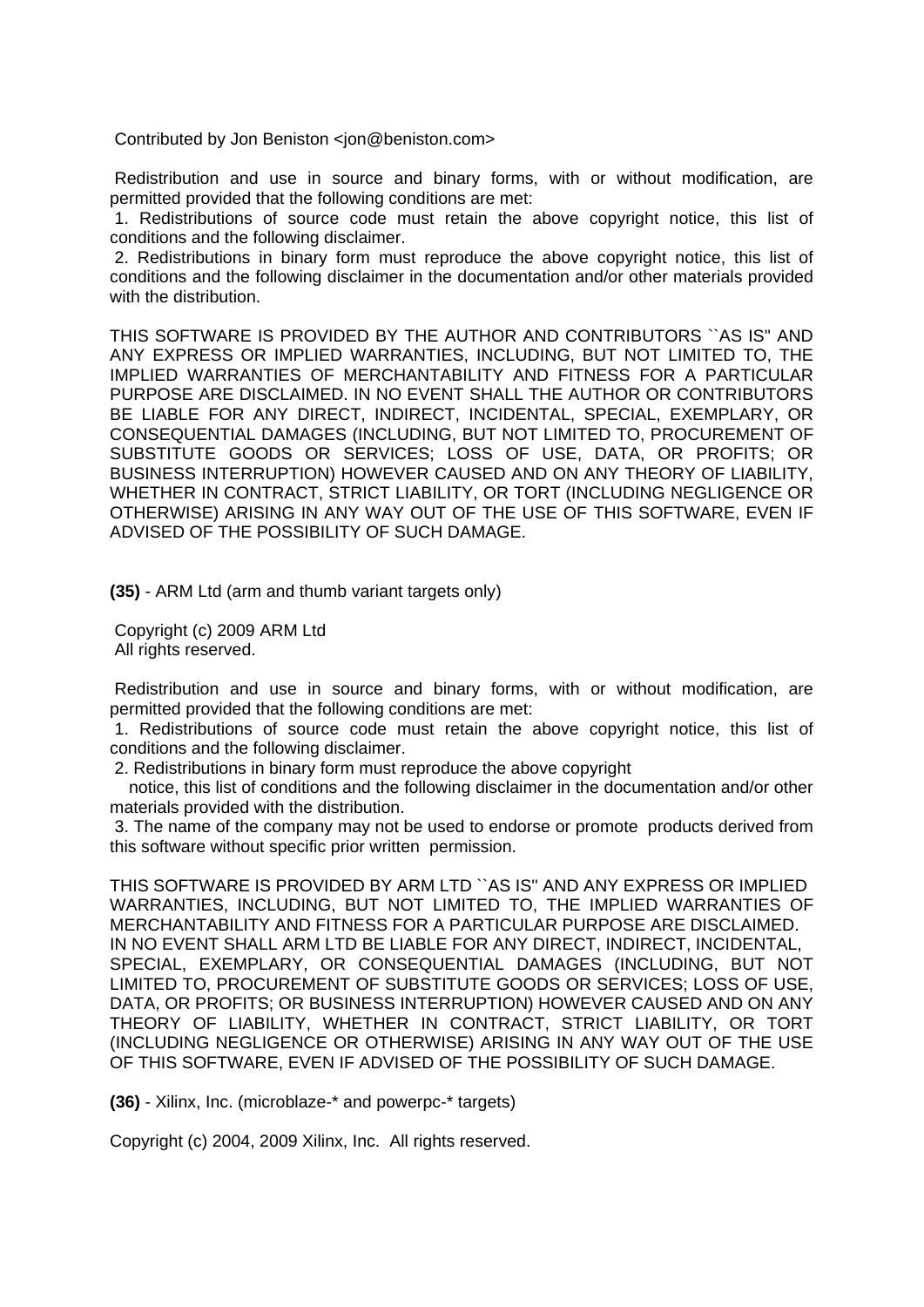Contributed by Jon Beniston <jon@beniston.com>

Redistribution and use in source and binary forms, with or without modification, are permitted provided that the following conditions are met:
1. Redistributions of source code must retain the above copyright notice, this list of conditions and the following disclaimer.
2. Redistributions in binary form must reproduce the above copyright notice, this list of conditions and the following disclaimer in the documentation and/or other materials provided with the distribution.

THIS SOFTWARE IS PROVIDED BY THE AUTHOR AND CONTRIBUTORS ``AS IS'' AND ANY EXPRESS OR IMPLIED WARRANTIES, INCLUDING, BUT NOT LIMITED TO, THE IMPLIED WARRANTIES OF MERCHANTABILITY AND FITNESS FOR A PARTICULAR PURPOSE ARE DISCLAIMED. IN NO EVENT SHALL THE AUTHOR OR CONTRIBUTORS BE LIABLE FOR ANY DIRECT, INDIRECT, INCIDENTAL, SPECIAL, EXEMPLARY, OR CONSEQUENTIAL DAMAGES (INCLUDING, BUT NOT LIMITED TO, PROCUREMENT OF SUBSTITUTE GOODS OR SERVICES; LOSS OF USE, DATA, OR PROFITS; OR BUSINESS INTERRUPTION) HOWEVER CAUSED AND ON ANY THEORY OF LIABILITY, WHETHER IN CONTRACT, STRICT LIABILITY, OR TORT (INCLUDING NEGLIGENCE OR OTHERWISE) ARISING IN ANY WAY OUT OF THE USE OF THIS SOFTWARE, EVEN IF ADVISED OF THE POSSIBILITY OF SUCH DAMAGE.

**(35)** - ARM Ltd (arm and thumb variant targets only)

Copyright (c) 2009 ARM Ltd
All rights reserved.

Redistribution and use in source and binary forms, with or without modification, are permitted provided that the following conditions are met:
1. Redistributions of source code must retain the above copyright notice, this list of conditions and the following disclaimer.
2. Redistributions in binary form must reproduce the above copyright notice, this list of conditions and the following disclaimer in the documentation and/or other materials provided with the distribution.
3. The name of the company may not be used to endorse or promote products derived from this software without specific prior written permission.

THIS SOFTWARE IS PROVIDED BY ARM LTD ``AS IS'' AND ANY EXPRESS OR IMPLIED WARRANTIES, INCLUDING, BUT NOT LIMITED TO, THE IMPLIED WARRANTIES OF MERCHANTABILITY AND FITNESS FOR A PARTICULAR PURPOSE ARE DISCLAIMED. IN NO EVENT SHALL ARM LTD BE LIABLE FOR ANY DIRECT, INDIRECT, INCIDENTAL, SPECIAL, EXEMPLARY, OR CONSEQUENTIAL DAMAGES (INCLUDING, BUT NOT LIMITED TO, PROCUREMENT OF SUBSTITUTE GOODS OR SERVICES; LOSS OF USE, DATA, OR PROFITS; OR BUSINESS INTERRUPTION) HOWEVER CAUSED AND ON ANY THEORY OF LIABILITY, WHETHER IN CONTRACT, STRICT LIABILITY, OR TORT (INCLUDING NEGLIGENCE OR OTHERWISE) ARISING IN ANY WAY OUT OF THE USE OF THIS SOFTWARE, EVEN IF ADVISED OF THE POSSIBILITY OF SUCH DAMAGE.

**(36)** - Xilinx, Inc. (microblaze-* and powerpc-* targets)

Copyright (c) 2004, 2009 Xilinx, Inc. All rights reserved.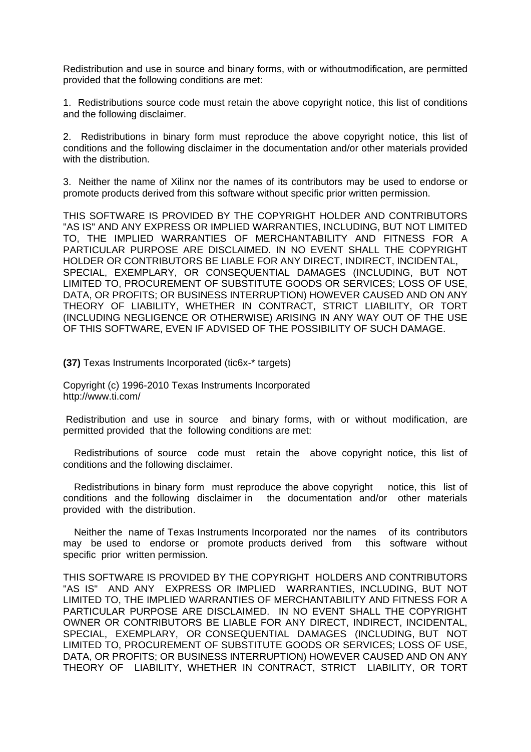Redistribution and use in source and binary forms, with or withoutmodification, are permitted provided that the following conditions are met:

1. Redistributions source code must retain the above copyright notice, this list of conditions and the following disclaimer.

2. Redistributions in binary form must reproduce the above copyright notice, this list of conditions and the following disclaimer in the documentation and/or other materials provided with the distribution.

3. Neither the name of Xilinx nor the names of its contributors may be used to endorse or promote products derived from this software without specific prior written permission.

THIS SOFTWARE IS PROVIDED BY THE COPYRIGHT HOLDER AND CONTRIBUTORS "AS IS" AND ANY EXPRESS OR IMPLIED WARRANTIES, INCLUDING, BUT NOT LIMITED TO, THE IMPLIED WARRANTIES OF MERCHANTABILITY AND FITNESS FOR A PARTICULAR PURPOSE ARE DISCLAIMED. IN NO EVENT SHALL THE COPYRIGHT HOLDER OR CONTRIBUTORS BE LIABLE FOR ANY DIRECT, INDIRECT, INCIDENTAL, SPECIAL, EXEMPLARY, OR CONSEQUENTIAL DAMAGES (INCLUDING, BUT NOT LIMITED TO, PROCUREMENT OF SUBSTITUTE GOODS OR SERVICES; LOSS OF USE, DATA, OR PROFITS; OR BUSINESS INTERRUPTION) HOWEVER CAUSED AND ON ANY THEORY OF LIABILITY, WHETHER IN CONTRACT, STRICT LIABILITY, OR TORT (INCLUDING NEGLIGENCE OR OTHERWISE) ARISING IN ANY WAY OUT OF THE USE OF THIS SOFTWARE, EVEN IF ADVISED OF THE POSSIBILITY OF SUCH DAMAGE.

**(37)** Texas Instruments Incorporated (tic6x-* targets)

Copyright (c) 1996-2010 Texas Instruments Incorporated
http://www.ti.com/

Redistribution and use in source and binary forms, with or without modification, are permitted provided that the following conditions are met:

Redistributions of source code must retain the above copyright notice, this list of conditions and the following disclaimer.

Redistributions in binary form must reproduce the above copyright notice, this list of conditions and the following disclaimer in the documentation and/or other materials provided with the distribution.

Neither the name of Texas Instruments Incorporated nor the names of its contributors may be used to endorse or promote products derived from this software without specific prior written permission.

THIS SOFTWARE IS PROVIDED BY THE COPYRIGHT HOLDERS AND CONTRIBUTORS "AS IS" AND ANY EXPRESS OR IMPLIED WARRANTIES, INCLUDING, BUT NOT LIMITED TO, THE IMPLIED WARRANTIES OF MERCHANTABILITY AND FITNESS FOR A PARTICULAR PURPOSE ARE DISCLAIMED. IN NO EVENT SHALL THE COPYRIGHT OWNER OR CONTRIBUTORS BE LIABLE FOR ANY DIRECT, INDIRECT, INCIDENTAL, SPECIAL, EXEMPLARY, OR CONSEQUENTIAL DAMAGES (INCLUDING, BUT NOT LIMITED TO, PROCUREMENT OF SUBSTITUTE GOODS OR SERVICES; LOSS OF USE, DATA, OR PROFITS; OR BUSINESS INTERRUPTION) HOWEVER CAUSED AND ON ANY THEORY OF LIABILITY, WHETHER IN CONTRACT, STRICT LIABILITY, OR TORT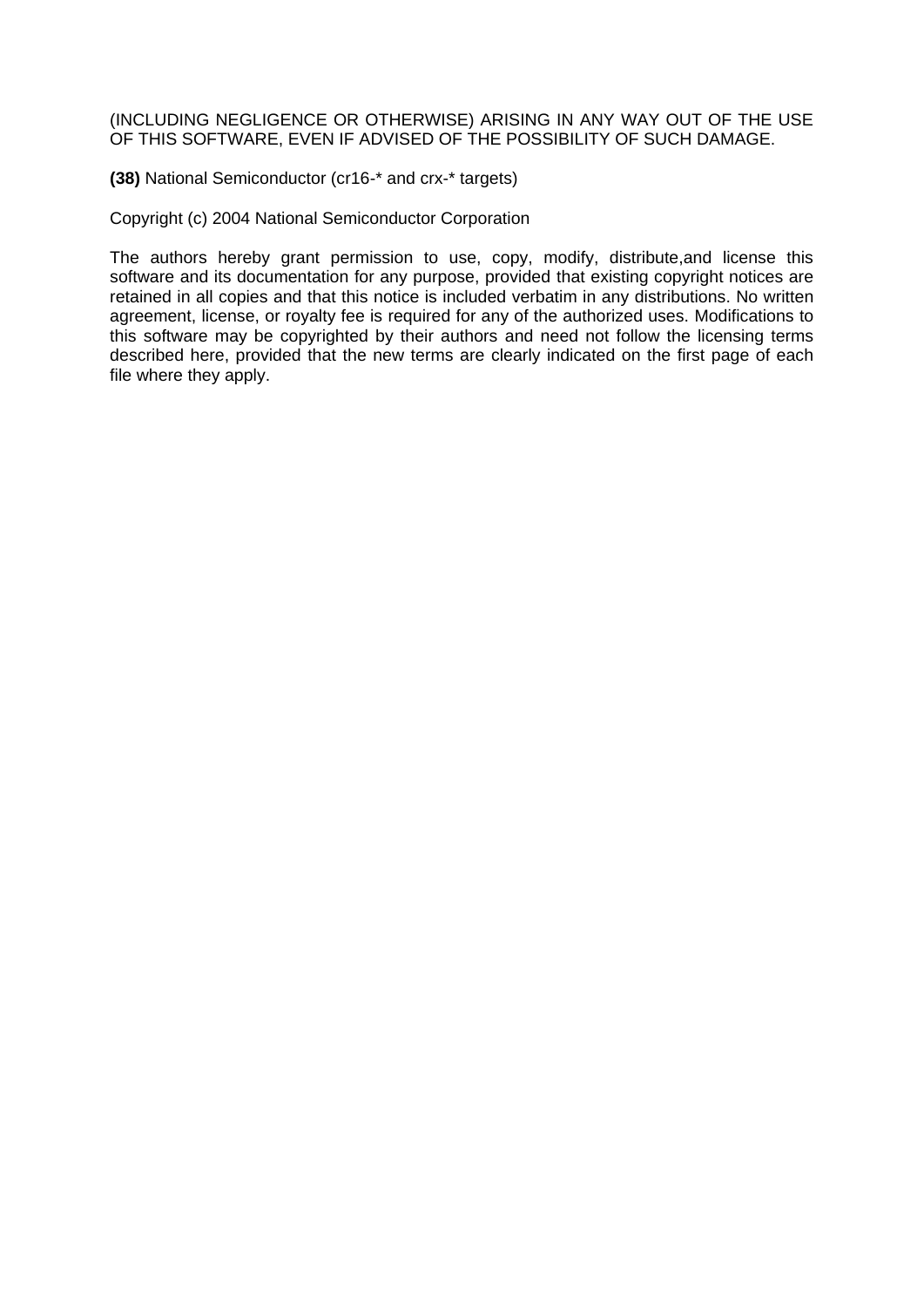(INCLUDING NEGLIGENCE OR OTHERWISE) ARISING IN ANY WAY OUT OF THE USE OF THIS SOFTWARE, EVEN IF ADVISED OF THE POSSIBILITY OF SUCH DAMAGE.

**(38)** National Semiconductor (cr16-* and crx-* targets)

Copyright (c) 2004 National Semiconductor Corporation

The authors hereby grant permission to use, copy, modify, distribute,and license this software and its documentation for any purpose, provided that existing copyright notices are retained in all copies and that this notice is included verbatim in any distributions. No written agreement, license, or royalty fee is required for any of the authorized uses. Modifications to this software may be copyrighted by their authors and need not follow the licensing terms described here, provided that the new terms are clearly indicated on the first page of each file where they apply.